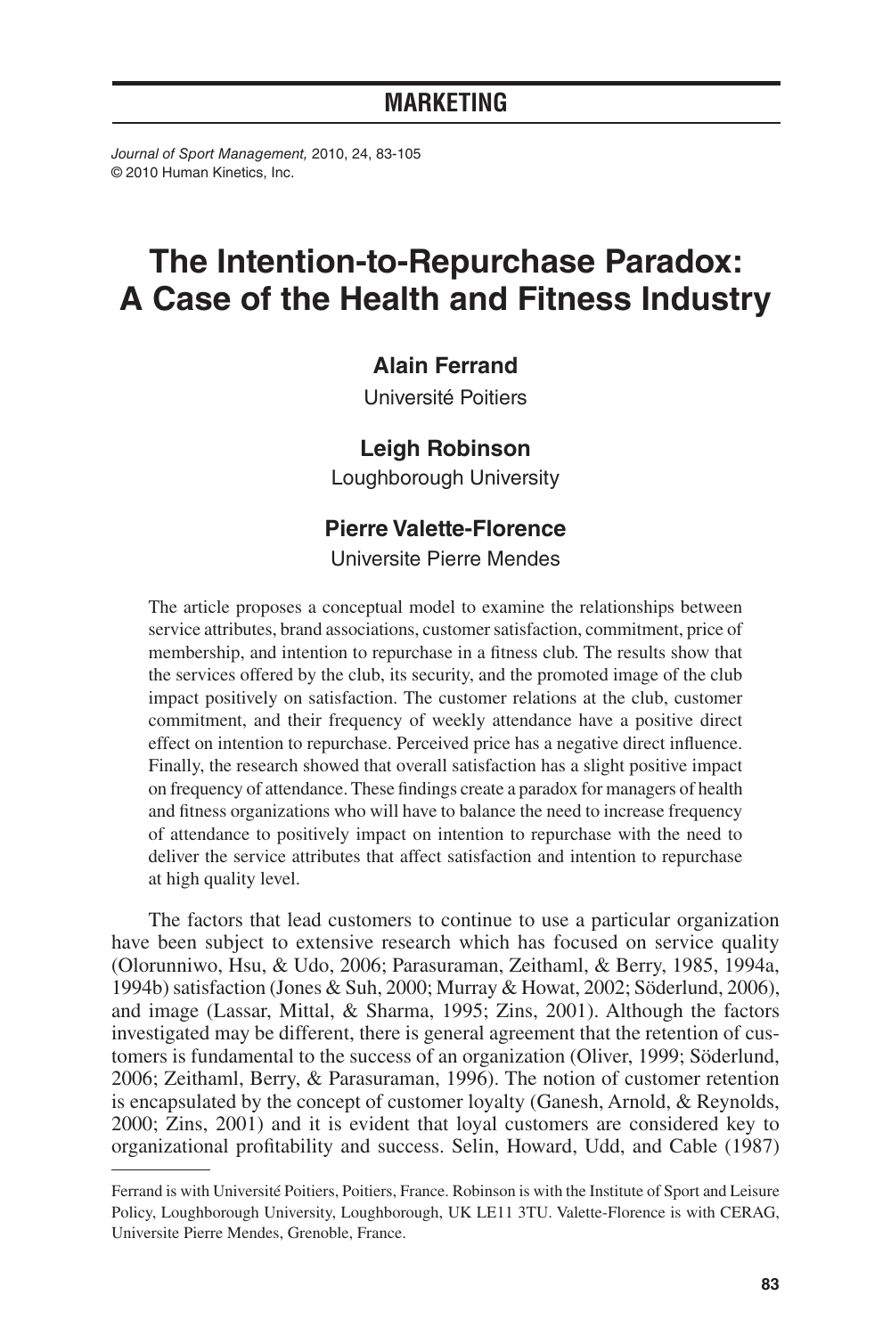# MARKETING

*Journal of Sport Management,* 2010, 24, 83-105
© 2010 Human Kinetics, Inc.

# The Intention-to-Repurchase Paradox: A Case of the Health and Fitness Industry

**Alain Ferrand**
Université Poitiers

**Leigh Robinson**
Loughborough University

**Pierre Valette-Florence**
Universite Pierre Mendes

The article proposes a conceptual model to examine the relationships between service attributes, brand associations, customer satisfaction, commitment, price of membership, and intention to repurchase in a fitness club. The results show that the services offered by the club, its security, and the promoted image of the club impact positively on satisfaction. The customer relations at the club, customer commitment, and their frequency of weekly attendance have a positive direct effect on intention to repurchase. Perceived price has a negative direct influence. Finally, the research showed that overall satisfaction has a slight positive impact on frequency of attendance. These findings create a paradox for managers of health and fitness organizations who will have to balance the need to increase frequency of attendance to positively impact on intention to repurchase with the need to deliver the service attributes that affect satisfaction and intention to repurchase at high quality level.

The factors that lead customers to continue to use a particular organization have been subject to extensive research which has focused on service quality (Olorunniwo, Hsu, & Udo, 2006; Parasuraman, Zeithaml, & Berry, 1985, 1994a, 1994b) satisfaction (Jones & Suh, 2000; Murray & Howat, 2002; Söderlund, 2006), and image (Lassar, Mittal, & Sharma, 1995; Zins, 2001). Although the factors investigated may be different, there is general agreement that the retention of customers is fundamental to the success of an organization (Oliver, 1999; Söderlund, 2006; Zeithaml, Berry, & Parasuraman, 1996). The notion of customer retention is encapsulated by the concept of customer loyalty (Ganesh, Arnold, & Reynolds, 2000; Zins, 2001) and it is evident that loyal customers are considered key to organizational profitability and success. Selin, Howard, Udd, and Cable (1987)

---

Ferrand is with Université Poitiers, Poitiers, France. Robinson is with the Institute of Sport and Leisure Policy, Loughborough University, Loughborough, UK LE11 3TU. Valette-Florence is with CERAG, Universite Pierre Mendes, Grenoble, France.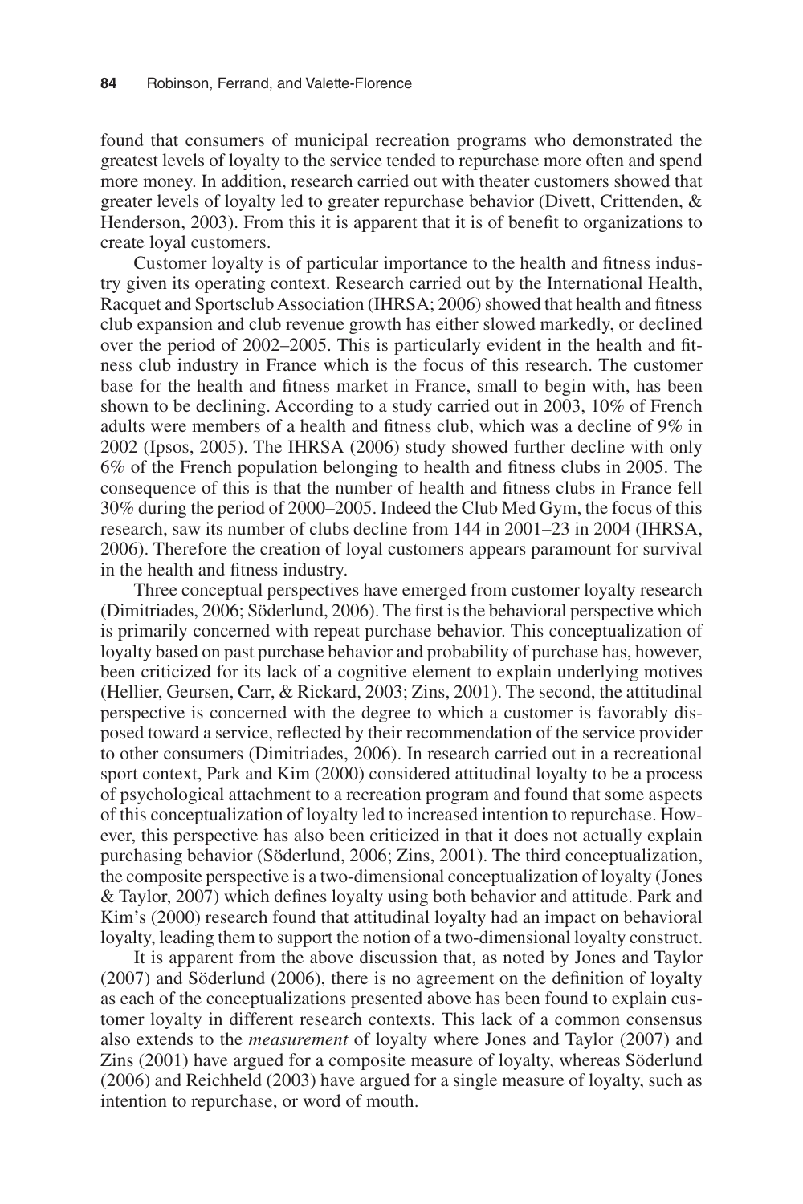found that consumers of municipal recreation programs who demonstrated the greatest levels of loyalty to the service tended to repurchase more often and spend more money. In addition, research carried out with theater customers showed that greater levels of loyalty led to greater repurchase behavior (Divett, Crittenden, & Henderson, 2003). From this it is apparent that it is of benefit to organizations to create loyal customers.

Customer loyalty is of particular importance to the health and fitness industry given its operating context. Research carried out by the International Health, Racquet and Sportsclub Association (IHRSA; 2006) showed that health and fitness club expansion and club revenue growth has either slowed markedly, or declined over the period of 2002–2005. This is particularly evident in the health and fitness club industry in France which is the focus of this research. The customer base for the health and fitness market in France, small to begin with, has been shown to be declining. According to a study carried out in 2003, 10% of French adults were members of a health and fitness club, which was a decline of 9% in 2002 (Ipsos, 2005). The IHRSA (2006) study showed further decline with only 6% of the French population belonging to health and fitness clubs in 2005. The consequence of this is that the number of health and fitness clubs in France fell 30% during the period of 2000–2005. Indeed the Club Med Gym, the focus of this research, saw its number of clubs decline from 144 in 2001–23 in 2004 (IHRSA, 2006). Therefore the creation of loyal customers appears paramount for survival in the health and fitness industry.

Three conceptual perspectives have emerged from customer loyalty research (Dimitriades, 2006; Söderlund, 2006). The first is the behavioral perspective which is primarily concerned with repeat purchase behavior. This conceptualization of loyalty based on past purchase behavior and probability of purchase has, however, been criticized for its lack of a cognitive element to explain underlying motives (Hellier, Geursen, Carr, & Rickard, 2003; Zins, 2001). The second, the attitudinal perspective is concerned with the degree to which a customer is favorably disposed toward a service, reflected by their recommendation of the service provider to other consumers (Dimitriades, 2006). In research carried out in a recreational sport context, Park and Kim (2000) considered attitudinal loyalty to be a process of psychological attachment to a recreation program and found that some aspects of this conceptualization of loyalty led to increased intention to repurchase. However, this perspective has also been criticized in that it does not actually explain purchasing behavior (Söderlund, 2006; Zins, 2001). The third conceptualization, the composite perspective is a two-dimensional conceptualization of loyalty (Jones & Taylor, 2007) which defines loyalty using both behavior and attitude. Park and Kim's (2000) research found that attitudinal loyalty had an impact on behavioral loyalty, leading them to support the notion of a two-dimensional loyalty construct.

It is apparent from the above discussion that, as noted by Jones and Taylor (2007) and Söderlund (2006), there is no agreement on the definition of loyalty as each of the conceptualizations presented above has been found to explain customer loyalty in different research contexts. This lack of a common consensus also extends to the *measurement* of loyalty where Jones and Taylor (2007) and Zins (2001) have argued for a composite measure of loyalty, whereas Söderlund (2006) and Reichheld (2003) have argued for a single measure of loyalty, such as intention to repurchase, or word of mouth.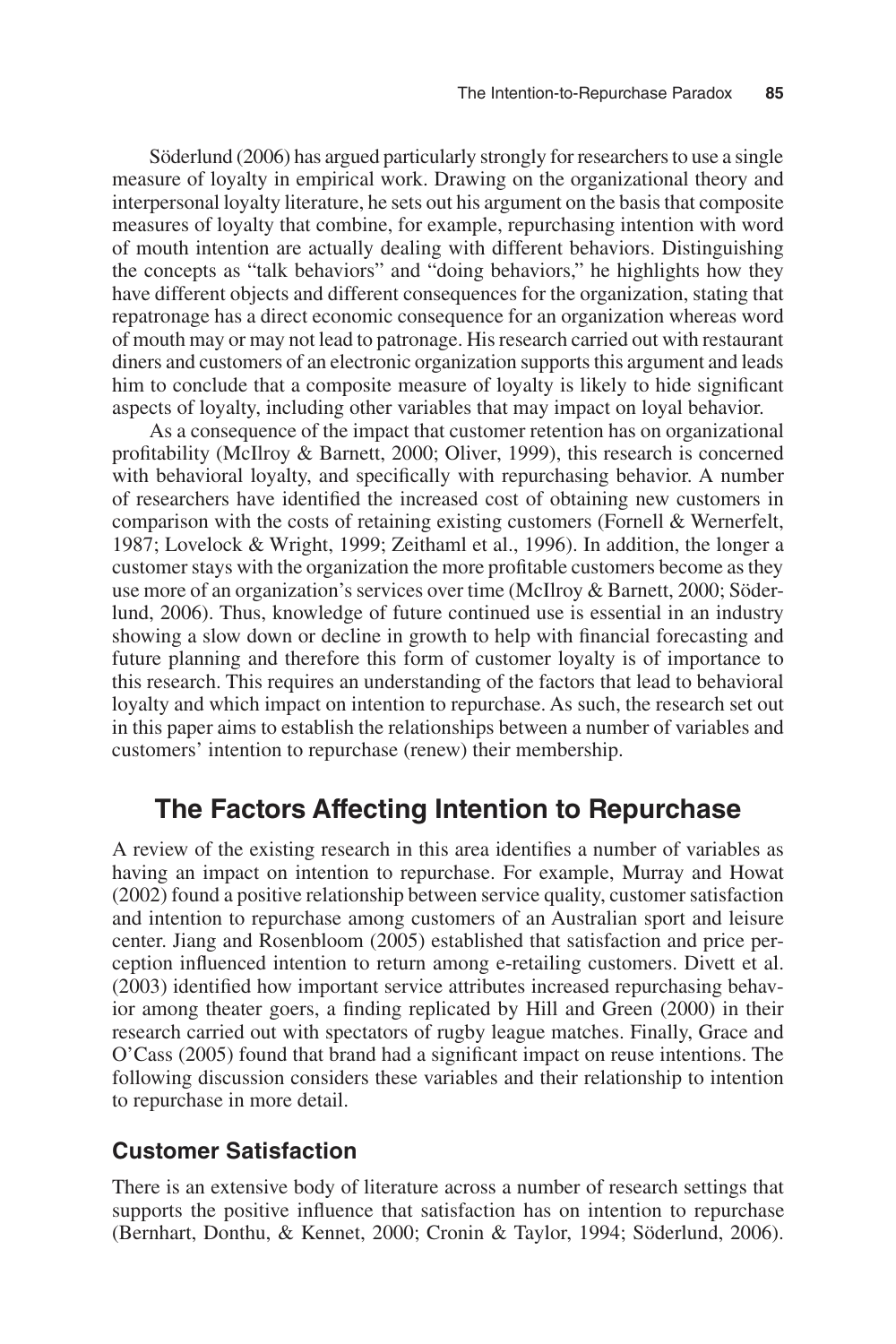Söderlund (2006) has argued particularly strongly for researchers to use a single measure of loyalty in empirical work. Drawing on the organizational theory and interpersonal loyalty literature, he sets out his argument on the basis that composite measures of loyalty that combine, for example, repurchasing intention with word of mouth intention are actually dealing with different behaviors. Distinguishing the concepts as "talk behaviors" and "doing behaviors," he highlights how they have different objects and different consequences for the organization, stating that repatronage has a direct economic consequence for an organization whereas word of mouth may or may not lead to patronage. His research carried out with restaurant diners and customers of an electronic organization supports this argument and leads him to conclude that a composite measure of loyalty is likely to hide significant aspects of loyalty, including other variables that may impact on loyal behavior.

As a consequence of the impact that customer retention has on organizational profitability (McIlroy & Barnett, 2000; Oliver, 1999), this research is concerned with behavioral loyalty, and specifically with repurchasing behavior. A number of researchers have identified the increased cost of obtaining new customers in comparison with the costs of retaining existing customers (Fornell & Wernerfelt, 1987; Lovelock & Wright, 1999; Zeithaml et al., 1996). In addition, the longer a customer stays with the organization the more profitable customers become as they use more of an organization's services over time (McIlroy & Barnett, 2000; Söderlund, 2006). Thus, knowledge of future continued use is essential in an industry showing a slow down or decline in growth to help with financial forecasting and future planning and therefore this form of customer loyalty is of importance to this research. This requires an understanding of the factors that lead to behavioral loyalty and which impact on intention to repurchase. As such, the research set out in this paper aims to establish the relationships between a number of variables and customers' intention to repurchase (renew) their membership.

## The Factors Affecting Intention to Repurchase

A review of the existing research in this area identifies a number of variables as having an impact on intention to repurchase. For example, Murray and Howat (2002) found a positive relationship between service quality, customer satisfaction and intention to repurchase among customers of an Australian sport and leisure center. Jiang and Rosenbloom (2005) established that satisfaction and price perception influenced intention to return among e-retailing customers. Divett et al. (2003) identified how important service attributes increased repurchasing behavior among theater goers, a finding replicated by Hill and Green (2000) in their research carried out with spectators of rugby league matches. Finally, Grace and O'Cass (2005) found that brand had a significant impact on reuse intentions. The following discussion considers these variables and their relationship to intention to repurchase in more detail.

### Customer Satisfaction

There is an extensive body of literature across a number of research settings that supports the positive influence that satisfaction has on intention to repurchase (Bernhart, Donthu, & Kennet, 2000; Cronin & Taylor, 1994; Söderlund, 2006).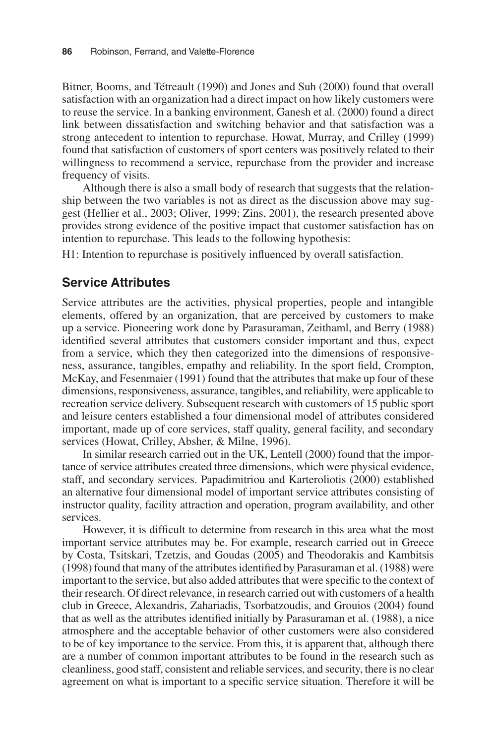Bitner, Booms, and Tétreault (1990) and Jones and Suh (2000) found that overall satisfaction with an organization had a direct impact on how likely customers were to reuse the service. In a banking environment, Ganesh et al. (2000) found a direct link between dissatisfaction and switching behavior and that satisfaction was a strong antecedent to intention to repurchase. Howat, Murray, and Crilley (1999) found that satisfaction of customers of sport centers was positively related to their willingness to recommend a service, repurchase from the provider and increase frequency of visits.

Although there is also a small body of research that suggests that the relationship between the two variables is not as direct as the discussion above may suggest (Hellier et al., 2003; Oliver, 1999; Zins, 2001), the research presented above provides strong evidence of the positive impact that customer satisfaction has on intention to repurchase. This leads to the following hypothesis:

H1: Intention to repurchase is positively influenced by overall satisfaction.

## Service Attributes

Service attributes are the activities, physical properties, people and intangible elements, offered by an organization, that are perceived by customers to make up a service. Pioneering work done by Parasuraman, Zeithaml, and Berry (1988) identified several attributes that customers consider important and thus, expect from a service, which they then categorized into the dimensions of responsiveness, assurance, tangibles, empathy and reliability. In the sport field, Crompton, McKay, and Fesenmaier (1991) found that the attributes that make up four of these dimensions, responsiveness, assurance, tangibles, and reliability, were applicable to recreation service delivery. Subsequent research with customers of 15 public sport and leisure centers established a four dimensional model of attributes considered important, made up of core services, staff quality, general facility, and secondary services (Howat, Crilley, Absher, & Milne, 1996).

In similar research carried out in the UK, Lentell (2000) found that the importance of service attributes created three dimensions, which were physical evidence, staff, and secondary services. Papadimitriou and Karteroliotis (2000) established an alternative four dimensional model of important service attributes consisting of instructor quality, facility attraction and operation, program availability, and other services.

However, it is difficult to determine from research in this area what the most important service attributes may be. For example, research carried out in Greece by Costa, Tsitskari, Tzetzis, and Goudas (2005) and Theodorakis and Kambitsis (1998) found that many of the attributes identified by Parasuraman et al. (1988) were important to the service, but also added attributes that were specific to the context of their research. Of direct relevance, in research carried out with customers of a health club in Greece, Alexandris, Zahariadis, Tsorbatzoudis, and Grouios (2004) found that as well as the attributes identified initially by Parasuraman et al. (1988), a nice atmosphere and the acceptable behavior of other customers were also considered to be of key importance to the service. From this, it is apparent that, although there are a number of common important attributes to be found in the research such as cleanliness, good staff, consistent and reliable services, and security, there is no clear agreement on what is important to a specific service situation. Therefore it will be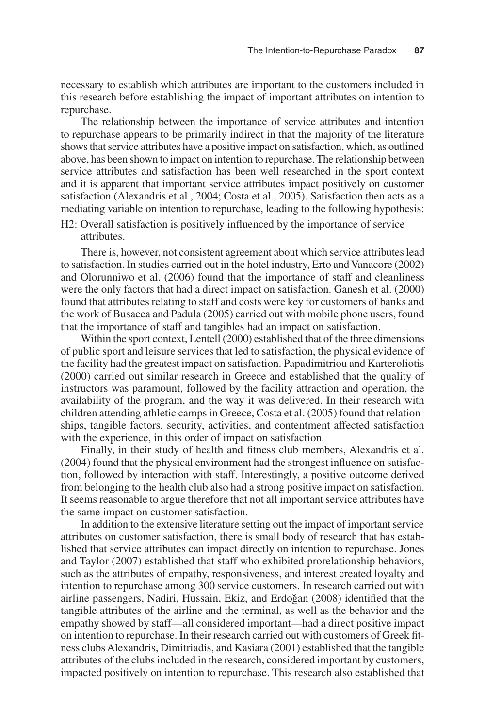necessary to establish which attributes are important to the customers included in this research before establishing the impact of important attributes on intention to repurchase.

The relationship between the importance of service attributes and intention to repurchase appears to be primarily indirect in that the majority of the literature shows that service attributes have a positive impact on satisfaction, which, as outlined above, has been shown to impact on intention to repurchase. The relationship between service attributes and satisfaction has been well researched in the sport context and it is apparent that important service attributes impact positively on customer satisfaction (Alexandris et al., 2004; Costa et al., 2005). Satisfaction then acts as a mediating variable on intention to repurchase, leading to the following hypothesis:

H2: Overall satisfaction is positively influenced by the importance of service attributes.

There is, however, not consistent agreement about which service attributes lead to satisfaction. In studies carried out in the hotel industry, Erto and Vanacore (2002) and Olorunniwo et al. (2006) found that the importance of staff and cleanliness were the only factors that had a direct impact on satisfaction. Ganesh et al. (2000) found that attributes relating to staff and costs were key for customers of banks and the work of Busacca and Padula (2005) carried out with mobile phone users, found that the importance of staff and tangibles had an impact on satisfaction.

Within the sport context, Lentell (2000) established that of the three dimensions of public sport and leisure services that led to satisfaction, the physical evidence of the facility had the greatest impact on satisfaction. Papadimitriou and Karteroliotis (2000) carried out similar research in Greece and established that the quality of instructors was paramount, followed by the facility attraction and operation, the availability of the program, and the way it was delivered. In their research with children attending athletic camps in Greece, Costa et al. (2005) found that relationships, tangible factors, security, activities, and contentment affected satisfaction with the experience, in this order of impact on satisfaction.

Finally, in their study of health and fitness club members, Alexandris et al. (2004) found that the physical environment had the strongest influence on satisfaction, followed by interaction with staff. Interestingly, a positive outcome derived from belonging to the health club also had a strong positive impact on satisfaction. It seems reasonable to argue therefore that not all important service attributes have the same impact on customer satisfaction.

In addition to the extensive literature setting out the impact of important service attributes on customer satisfaction, there is small body of research that has established that service attributes can impact directly on intention to repurchase. Jones and Taylor (2007) established that staff who exhibited prorelationship behaviors, such as the attributes of empathy, responsiveness, and interest created loyalty and intention to repurchase among 300 service customers. In research carried out with airline passengers, Nadiri, Hussain, Ekiz, and Erdoğan (2008) identified that the tangible attributes of the airline and the terminal, as well as the behavior and the empathy showed by staff—all considered important—had a direct positive impact on intention to repurchase. In their research carried out with customers of Greek fitness clubs Alexandris, Dimitriadis, and Kasiara (2001) established that the tangible attributes of the clubs included in the research, considered important by customers, impacted positively on intention to repurchase. This research also established that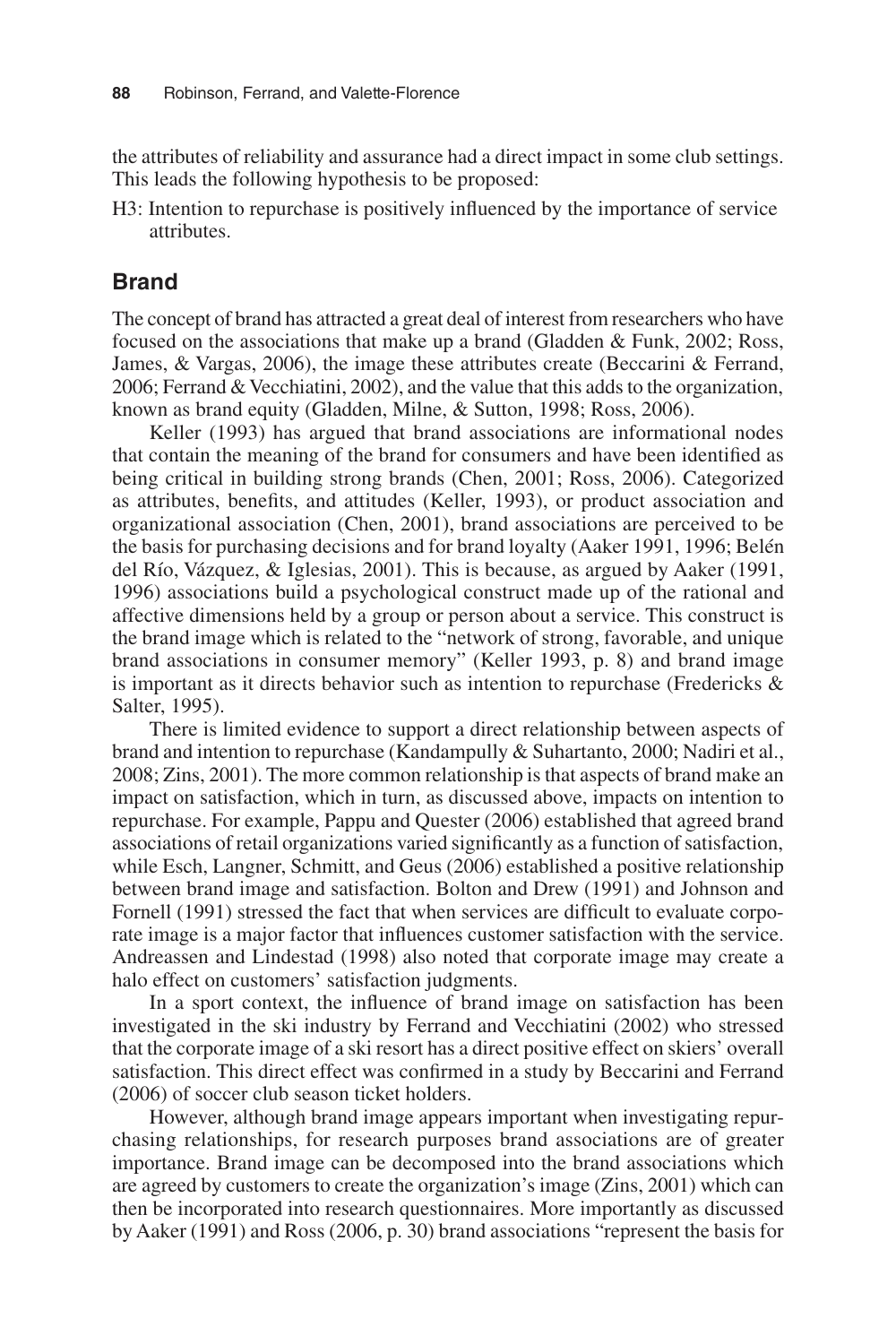the attributes of reliability and assurance had a direct impact in some club settings. This leads the following hypothesis to be proposed:

H3: Intention to repurchase is positively influenced by the importance of service attributes.

## Brand

The concept of brand has attracted a great deal of interest from researchers who have focused on the associations that make up a brand (Gladden & Funk, 2002; Ross, James, & Vargas, 2006), the image these attributes create (Beccarini & Ferrand, 2006; Ferrand & Vecchiatini, 2002), and the value that this adds to the organization, known as brand equity (Gladden, Milne, & Sutton, 1998; Ross, 2006).

Keller (1993) has argued that brand associations are informational nodes that contain the meaning of the brand for consumers and have been identified as being critical in building strong brands (Chen, 2001; Ross, 2006). Categorized as attributes, benefits, and attitudes (Keller, 1993), or product association and organizational association (Chen, 2001), brand associations are perceived to be the basis for purchasing decisions and for brand loyalty (Aaker 1991, 1996; Belén del Río, Vázquez, & Iglesias, 2001). This is because, as argued by Aaker (1991, 1996) associations build a psychological construct made up of the rational and affective dimensions held by a group or person about a service. This construct is the brand image which is related to the "network of strong, favorable, and unique brand associations in consumer memory" (Keller 1993, p. 8) and brand image is important as it directs behavior such as intention to repurchase (Fredericks & Salter, 1995).

There is limited evidence to support a direct relationship between aspects of brand and intention to repurchase (Kandampully & Suhartanto, 2000; Nadiri et al., 2008; Zins, 2001). The more common relationship is that aspects of brand make an impact on satisfaction, which in turn, as discussed above, impacts on intention to repurchase. For example, Pappu and Quester (2006) established that agreed brand associations of retail organizations varied significantly as a function of satisfaction, while Esch, Langner, Schmitt, and Geus (2006) established a positive relationship between brand image and satisfaction. Bolton and Drew (1991) and Johnson and Fornell (1991) stressed the fact that when services are difficult to evaluate corporate image is a major factor that influences customer satisfaction with the service. Andreassen and Lindestad (1998) also noted that corporate image may create a halo effect on customers' satisfaction judgments.

In a sport context, the influence of brand image on satisfaction has been investigated in the ski industry by Ferrand and Vecchiatini (2002) who stressed that the corporate image of a ski resort has a direct positive effect on skiers' overall satisfaction. This direct effect was confirmed in a study by Beccarini and Ferrand (2006) of soccer club season ticket holders.

However, although brand image appears important when investigating repurchasing relationships, for research purposes brand associations are of greater importance. Brand image can be decomposed into the brand associations which are agreed by customers to create the organization's image (Zins, 2001) which can then be incorporated into research questionnaires. More importantly as discussed by Aaker (1991) and Ross (2006, p. 30) brand associations "represent the basis for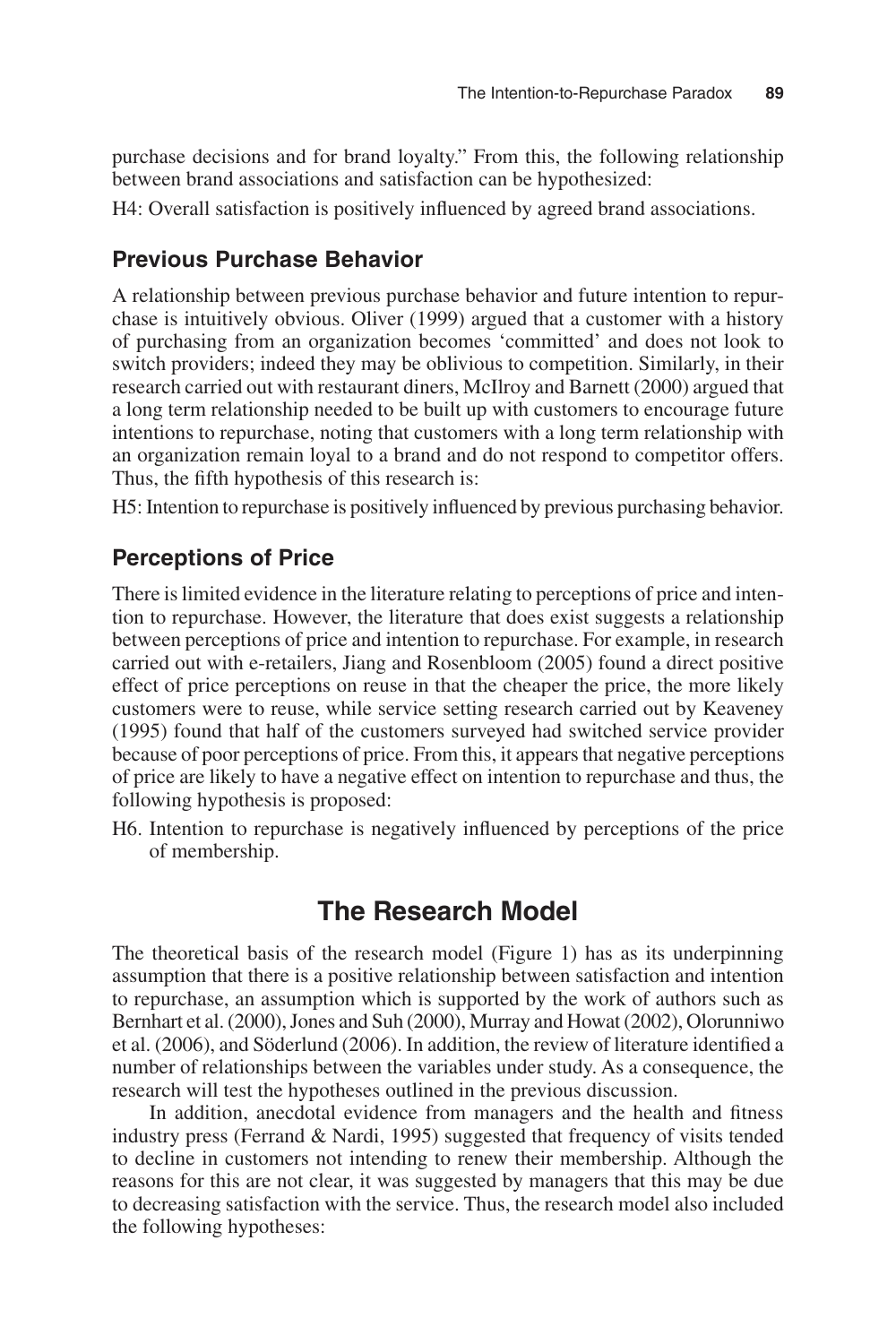purchase decisions and for brand loyalty." From this, the following relationship between brand associations and satisfaction can be hypothesized:

H4: Overall satisfaction is positively influenced by agreed brand associations.

### Previous Purchase Behavior

A relationship between previous purchase behavior and future intention to repurchase is intuitively obvious. Oliver (1999) argued that a customer with a history of purchasing from an organization becomes 'committed' and does not look to switch providers; indeed they may be oblivious to competition. Similarly, in their research carried out with restaurant diners, McIlroy and Barnett (2000) argued that a long term relationship needed to be built up with customers to encourage future intentions to repurchase, noting that customers with a long term relationship with an organization remain loyal to a brand and do not respond to competitor offers. Thus, the fifth hypothesis of this research is:

H5: Intention to repurchase is positively influenced by previous purchasing behavior.

### Perceptions of Price

There is limited evidence in the literature relating to perceptions of price and intention to repurchase. However, the literature that does exist suggests a relationship between perceptions of price and intention to repurchase. For example, in research carried out with e-retailers, Jiang and Rosenbloom (2005) found a direct positive effect of price perceptions on reuse in that the cheaper the price, the more likely customers were to reuse, while service setting research carried out by Keaveney (1995) found that half of the customers surveyed had switched service provider because of poor perceptions of price. From this, it appears that negative perceptions of price are likely to have a negative effect on intention to repurchase and thus, the following hypothesis is proposed:

H6. Intention to repurchase is negatively influenced by perceptions of the price of membership.

## The Research Model

The theoretical basis of the research model (Figure 1) has as its underpinning assumption that there is a positive relationship between satisfaction and intention to repurchase, an assumption which is supported by the work of authors such as Bernhart et al. (2000), Jones and Suh (2000), Murray and Howat (2002), Olorunniwo et al. (2006), and Söderlund (2006). In addition, the review of literature identified a number of relationships between the variables under study. As a consequence, the research will test the hypotheses outlined in the previous discussion.

In addition, anecdotal evidence from managers and the health and fitness industry press (Ferrand & Nardi, 1995) suggested that frequency of visits tended to decline in customers not intending to renew their membership. Although the reasons for this are not clear, it was suggested by managers that this may be due to decreasing satisfaction with the service. Thus, the research model also included the following hypotheses: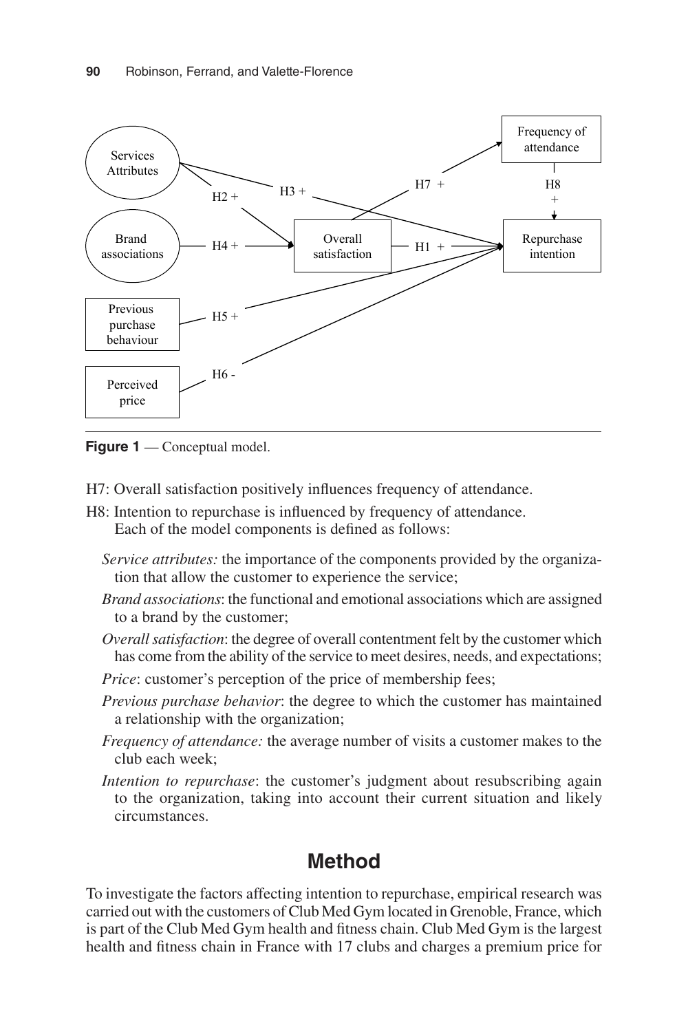**Figure 1** — Conceptual model.

H7: Overall satisfaction positively influences frequency of attendance.

H8: Intention to repurchase is influenced by frequency of attendance.

Each of the model components is defined as follows:

*Service attributes:* the importance of the components provided by the organization that allow the customer to experience the service;

*Brand associations*: the functional and emotional associations which are assigned to a brand by the customer;

*Overall satisfaction*: the degree of overall contentment felt by the customer which has come from the ability of the service to meet desires, needs, and expectations;

*Price*: customer's perception of the price of membership fees;

*Previous purchase behavior*: the degree to which the customer has maintained a relationship with the organization;

*Frequency of attendance:* the average number of visits a customer makes to the club each week;

*Intention to repurchase*: the customer's judgment about resubscribing again to the organization, taking into account their current situation and likely circumstances.

## Method

To investigate the factors affecting intention to repurchase, empirical research was carried out with the customers of Club Med Gym located in Grenoble, France, which is part of the Club Med Gym health and fitness chain. Club Med Gym is the largest health and fitness chain in France with 17 clubs and charges a premium price for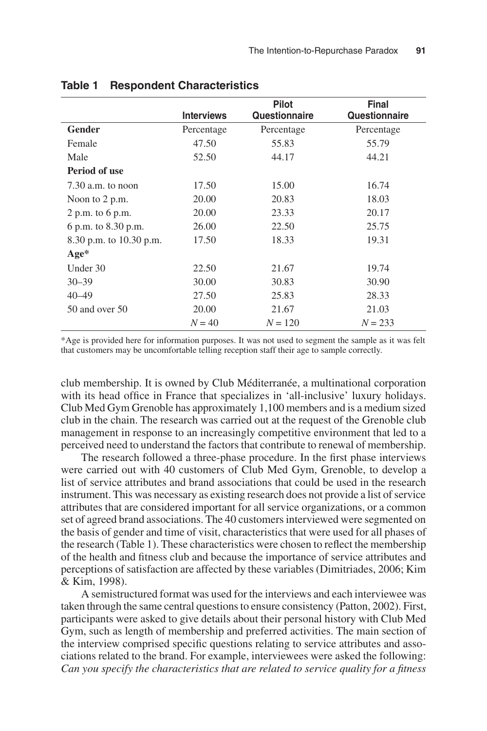**Table 1 Respondent Characteristics**

| | Interviews | Pilot Questionnaire | Final Questionnaire |
|---|---|---|---|
| **Gender** | Percentage | Percentage | Percentage |
| Female | 47.50 | 55.83 | 55.79 |
| Male | 52.50 | 44.17 | 44.21 |
| **Period of use** | | | |
| 7.30 a.m. to noon | 17.50 | 15.00 | 16.74 |
| Noon to 2 p.m. | 20.00 | 20.83 | 18.03 |
| 2 p.m. to 6 p.m. | 20.00 | 23.33 | 20.17 |
| 6 p.m. to 8.30 p.m. | 26.00 | 22.50 | 25.75 |
| 8.30 p.m. to 10.30 p.m. | 17.50 | 18.33 | 19.31 |
| **Age*** | | | |
| Under 30 | 22.50 | 21.67 | 19.74 |
| 30–39 | 30.00 | 30.83 | 30.90 |
| 40–49 | 27.50 | 25.83 | 28.33 |
| 50 and over 50 | 20.00 | 21.67 | 21.03 |
| | $N = 40$ | $N = 120$ | $N = 233$ |

*Age is provided here for information purposes. It was not used to segment the sample as it was felt that customers may be uncomfortable telling reception staff their age to sample correctly.

club membership. It is owned by Club Méditerranée, a multinational corporation with its head office in France that specializes in 'all-inclusive' luxury holidays. Club Med Gym Grenoble has approximately 1,100 members and is a medium sized club in the chain. The research was carried out at the request of the Grenoble club management in response to an increasingly competitive environment that led to a perceived need to understand the factors that contribute to renewal of membership.

The research followed a three-phase procedure. In the first phase interviews were carried out with 40 customers of Club Med Gym, Grenoble, to develop a list of service attributes and brand associations that could be used in the research instrument. This was necessary as existing research does not provide a list of service attributes that are considered important for all service organizations, or a common set of agreed brand associations. The 40 customers interviewed were segmented on the basis of gender and time of visit, characteristics that were used for all phases of the research (Table 1). These characteristics were chosen to reflect the membership of the health and fitness club and because the importance of service attributes and perceptions of satisfaction are affected by these variables (Dimitriades, 2006; Kim & Kim, 1998).

A semistructured format was used for the interviews and each interviewee was taken through the same central questions to ensure consistency (Patton, 2002). First, participants were asked to give details about their personal history with Club Med Gym, such as length of membership and preferred activities. The main section of the interview comprised specific questions relating to service attributes and associations related to the brand. For example, interviewees were asked the following: *Can you specify the characteristics that are related to service quality for a fitness*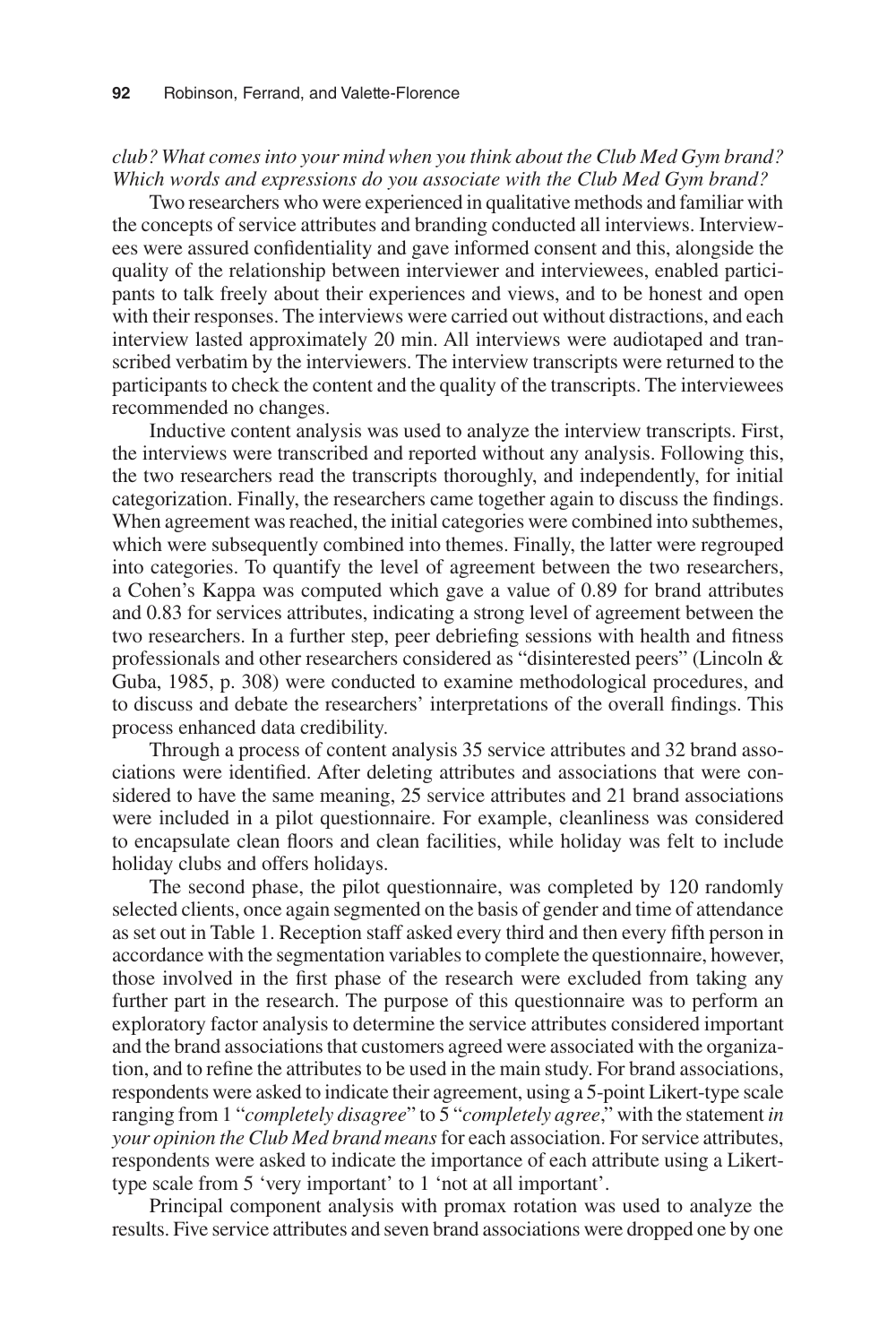*club? What comes into your mind when you think about the Club Med Gym brand? Which words and expressions do you associate with the Club Med Gym brand?*

Two researchers who were experienced in qualitative methods and familiar with the concepts of service attributes and branding conducted all interviews. Interviewees were assured confidentiality and gave informed consent and this, alongside the quality of the relationship between interviewer and interviewees, enabled participants to talk freely about their experiences and views, and to be honest and open with their responses. The interviews were carried out without distractions, and each interview lasted approximately 20 min. All interviews were audiotaped and transcribed verbatim by the interviewers. The interview transcripts were returned to the participants to check the content and the quality of the transcripts. The interviewees recommended no changes.

Inductive content analysis was used to analyze the interview transcripts. First, the interviews were transcribed and reported without any analysis. Following this, the two researchers read the transcripts thoroughly, and independently, for initial categorization. Finally, the researchers came together again to discuss the findings. When agreement was reached, the initial categories were combined into subthemes, which were subsequently combined into themes. Finally, the latter were regrouped into categories. To quantify the level of agreement between the two researchers, a Cohen's Kappa was computed which gave a value of 0.89 for brand attributes and 0.83 for services attributes, indicating a strong level of agreement between the two researchers. In a further step, peer debriefing sessions with health and fitness professionals and other researchers considered as "disinterested peers" (Lincoln & Guba, 1985, p. 308) were conducted to examine methodological procedures, and to discuss and debate the researchers' interpretations of the overall findings. This process enhanced data credibility.

Through a process of content analysis 35 service attributes and 32 brand associations were identified. After deleting attributes and associations that were considered to have the same meaning, 25 service attributes and 21 brand associations were included in a pilot questionnaire. For example, cleanliness was considered to encapsulate clean floors and clean facilities, while holiday was felt to include holiday clubs and offers holidays.

The second phase, the pilot questionnaire, was completed by 120 randomly selected clients, once again segmented on the basis of gender and time of attendance as set out in Table 1. Reception staff asked every third and then every fifth person in accordance with the segmentation variables to complete the questionnaire, however, those involved in the first phase of the research were excluded from taking any further part in the research. The purpose of this questionnaire was to perform an exploratory factor analysis to determine the service attributes considered important and the brand associations that customers agreed were associated with the organization, and to refine the attributes to be used in the main study. For brand associations, respondents were asked to indicate their agreement, using a 5-point Likert-type scale ranging from 1 "*completely disagree*" to 5 "*completely agree*," with the statement *in your opinion the Club Med brand means* for each association. For service attributes, respondents were asked to indicate the importance of each attribute using a Likert-type scale from 5 'very important' to 1 'not at all important'.

Principal component analysis with promax rotation was used to analyze the results. Five service attributes and seven brand associations were dropped one by one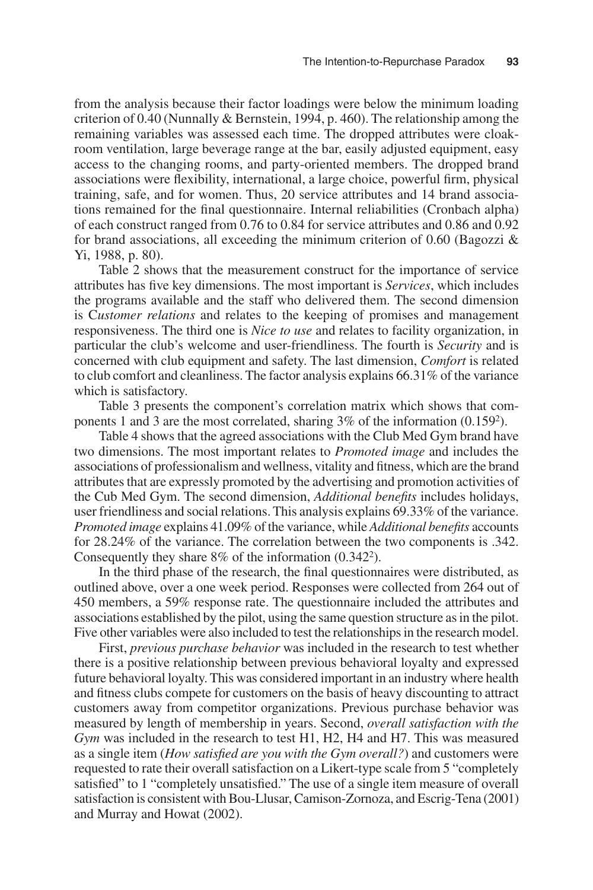from the analysis because their factor loadings were below the minimum loading criterion of 0.40 (Nunnally & Bernstein, 1994, p. 460). The relationship among the remaining variables was assessed each time. The dropped attributes were cloakroom ventilation, large beverage range at the bar, easily adjusted equipment, easy access to the changing rooms, and party-oriented members. The dropped brand associations were flexibility, international, a large choice, powerful firm, physical training, safe, and for women. Thus, 20 service attributes and 14 brand associations remained for the final questionnaire. Internal reliabilities (Cronbach alpha) of each construct ranged from 0.76 to 0.84 for service attributes and 0.86 and 0.92 for brand associations, all exceeding the minimum criterion of 0.60 (Bagozzi & Yi, 1988, p. 80).

Table 2 shows that the measurement construct for the importance of service attributes has five key dimensions. The most important is *Services*, which includes the programs available and the staff who delivered them. The second dimension is C*ustomer relations* and relates to the keeping of promises and management responsiveness. The third one is *Nice to use* and relates to facility organization, in particular the club's welcome and user-friendliness. The fourth is *Security* and is concerned with club equipment and safety. The last dimension, *Comfort* is related to club comfort and cleanliness. The factor analysis explains 66.31% of the variance which is satisfactory.

Table 3 presents the component's correlation matrix which shows that components 1 and 3 are the most correlated, sharing 3% of the information ($0.159^2$).

Table 4 shows that the agreed associations with the Club Med Gym brand have two dimensions. The most important relates to *Promoted image* and includes the associations of professionalism and wellness, vitality and fitness, which are the brand attributes that are expressly promoted by the advertising and promotion activities of the Cub Med Gym. The second dimension, *Additional benefits* includes holidays, user friendliness and social relations. This analysis explains 69.33% of the variance. *Promoted image* explains 41.09% of the variance, while *Additional benefits* accounts for 28.24% of the variance. The correlation between the two components is .342. Consequently they share 8% of the information ($0.342^2$).

In the third phase of the research, the final questionnaires were distributed, as outlined above, over a one week period. Responses were collected from 264 out of 450 members, a 59% response rate. The questionnaire included the attributes and associations established by the pilot, using the same question structure as in the pilot. Five other variables were also included to test the relationships in the research model.

First, *previous purchase behavior* was included in the research to test whether there is a positive relationship between previous behavioral loyalty and expressed future behavioral loyalty. This was considered important in an industry where health and fitness clubs compete for customers on the basis of heavy discounting to attract customers away from competitor organizations. Previous purchase behavior was measured by length of membership in years. Second, *overall satisfaction with the Gym* was included in the research to test H1, H2, H4 and H7. This was measured as a single item (*How satisfied are you with the Gym overall?*) and customers were requested to rate their overall satisfaction on a Likert-type scale from 5 "completely satisfied" to 1 "completely unsatisfied." The use of a single item measure of overall satisfaction is consistent with Bou-Llusar, Camison-Zornoza, and Escrig-Tena (2001) and Murray and Howat (2002).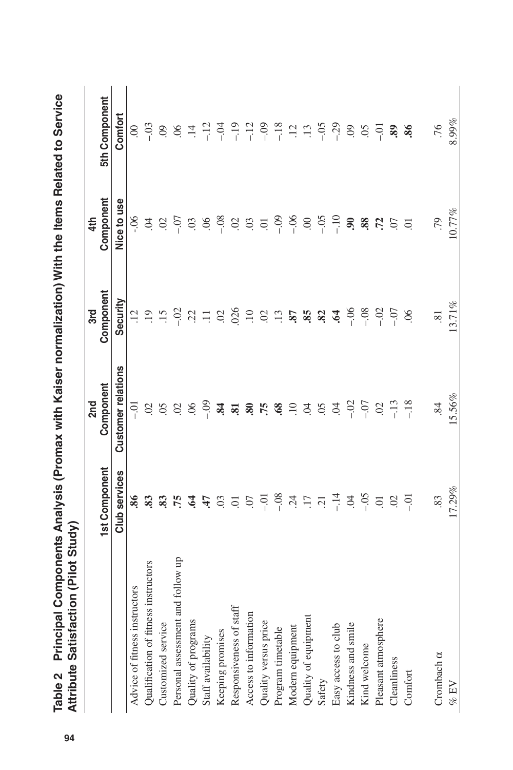**Table 2 Principal Components Analysis (Promax with Kaiser normalization) With the Items Related to Service Attribute Satisfaction (Pilot Study)**

| | 1st Component | 2nd Component | 3rd Component | 4th Component | 5th Component |
|---|---|---|---|---|---|
| | Club services | Customer relations | Security | Nice to use | Comfort |
| Advice of fitness instructors | **.86** | –.01 | .12 | -.06 | .00 |
| Qualification of fitness instructors | **.83** | .02 | .19 | .04 | –.03 |
| Customized service | **.83** | .05 | .15 | .02 | .09 |
| Personal assessment and follow up | **.75** | .02 | –.02 | –.07 | .06 |
| Quality of programs | **.64** | .06 | .22 | .03 | .14 |
| Staff availability | **.47** | –.09 | .11 | .06 | –.12 |
| Keeping promises | .03 | **.84** | .02 | –.08 | –.04 |
| Responsiveness of staff | .01 | **.81** | .026 | .02 | –.19 |
| Access to information | .07 | **.80** | .10 | .03 | –.12 |
| Quality versus price | –.01 | **.75** | .02 | .01 | –.09 |
| Program timetable | –.08 | **.68** | .13 | –.09 | –.18 |
| Modern equipment | .24 | .10 | **.87** | –.06 | .12 |
| Quality of equipment | .17 | .04 | **.85** | .00 | .13 |
| Safety | .21 | .05 | **.82** | –.05 | –.05 |
| Easy access to club | –.14 | .04 | **.64** | –.10 | –.29 |
| Kindness and smile | .04 | –.02 | –.06 | **.90** | .09 |
| Kind welcome | –.05 | –.07 | –.08 | **.88** | .05 |
| Pleasant atmosphere | .01 | .02 | –.02 | **.72** | –.01 |
| Cleanliness | .02 | –.13 | –.07 | .07 | **.89** |
| Comfort | –.01 | –.18 | .06 | .01 | **.86** |
| Cronbach α | .83 | .84 | .81 | .79 | .76 |
| % EV | 17.29% | 15.56% | 13.71% | 10.77% | 8.99% |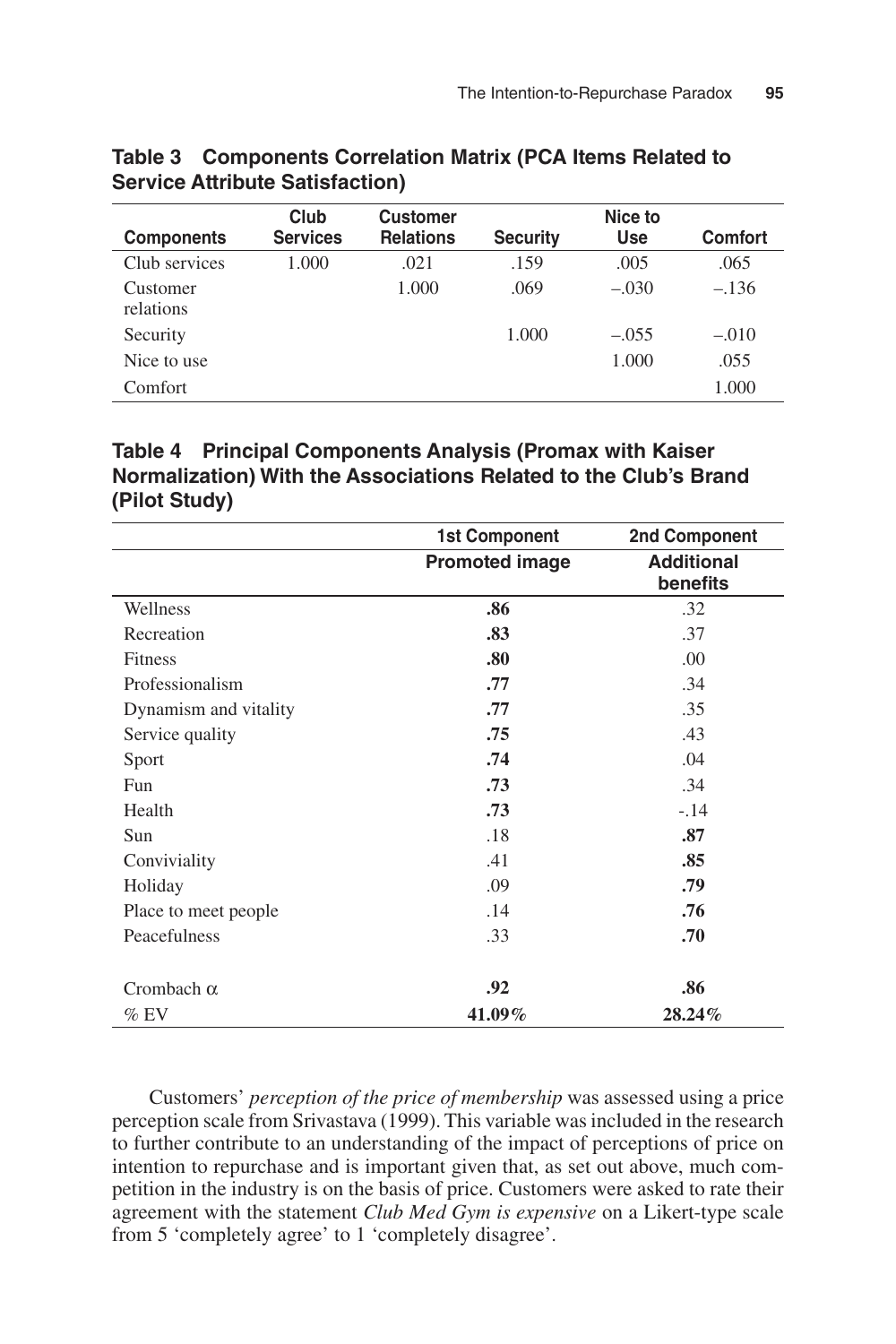**Table 3 Components Correlation Matrix (PCA Items Related to Service Attribute Satisfaction)**

| Components | Club Services | Customer Relations | Security | Nice to Use | Comfort |
|---|---|---|---|---|---|
| Club services | 1.000 | .021 | .159 | .005 | .065 |
| Customer relations | | 1.000 | .069 | –.030 | –.136 |
| Security | | | 1.000 | –.055 | –.010 |
| Nice to use | | | | 1.000 | .055 |
| Comfort | | | | | 1.000 |

**Table 4 Principal Components Analysis (Promax with Kaiser Normalization) With the Associations Related to the Club's Brand (Pilot Study)**

| | 1st Component | 2nd Component |
|---|---|---|
| | **Promoted image** | **Additional benefits** |
| Wellness | **.86** | .32 |
| Recreation | **.83** | .37 |
| Fitness | **.80** | .00 |
| Professionalism | **.77** | .34 |
| Dynamism and vitality | **.77** | .35 |
| Service quality | **.75** | .43 |
| Sport | **.74** | .04 |
| Fun | **.73** | .34 |
| Health | **.73** | -.14 |
| Sun | .18 | **.87** |
| Conviviality | .41 | **.85** |
| Holiday | .09 | **.79** |
| Place to meet people | .14 | **.76** |
| Peacefulness | .33 | **.70** |
| Crombach $\alpha$ | **.92** | **.86** |
| % EV | **41.09%** | **28.24%** |

Customers' *perception of the price of membership* was assessed using a price perception scale from Srivastava (1999). This variable was included in the research to further contribute to an understanding of the impact of perceptions of price on intention to repurchase and is important given that, as set out above, much competition in the industry is on the basis of price. Customers were asked to rate their agreement with the statement *Club Med Gym is expensive* on a Likert-type scale from 5 'completely agree' to 1 'completely disagree'.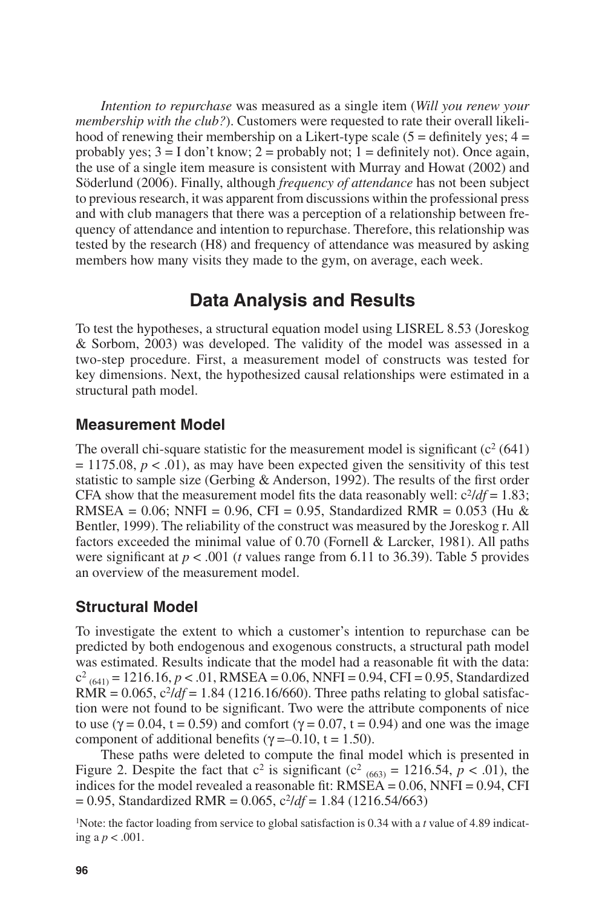*Intention to repurchase* was measured as a single item (*Will you renew your membership with the club?*). Customers were requested to rate their overall likelihood of renewing their membership on a Likert-type scale (5 = definitely yes; 4 = probably yes; 3 = I don't know; 2 = probably not; 1 = definitely not). Once again, the use of a single item measure is consistent with Murray and Howat (2002) and Söderlund (2006). Finally, although *frequency of attendance* has not been subject to previous research, it was apparent from discussions within the professional press and with club managers that there was a perception of a relationship between frequency of attendance and intention to repurchase. Therefore, this relationship was tested by the research (H8) and frequency of attendance was measured by asking members how many visits they made to the gym, on average, each week.

## Data Analysis and Results

To test the hypotheses, a structural equation model using LISREL 8.53 (Joreskog & Sorbom, 2003) was developed. The validity of the model was assessed in a two-step procedure. First, a measurement model of constructs was tested for key dimensions. Next, the hypothesized causal relationships were estimated in a structural path model.

### Measurement Model

The overall chi-square statistic for the measurement model is significant ($c^2$ (641) = 1175.08, $p < .01$), as may have been expected given the sensitivity of this test statistic to sample size (Gerbing & Anderson, 1992). The results of the first order CFA show that the measurement model fits the data reasonably well: $c^2/df = 1.83$; RMSEA = 0.06; NNFI = 0.96, CFI = 0.95, Standardized RMR = 0.053 (Hu & Bentler, 1999). The reliability of the construct was measured by the Joreskog r. All factors exceeded the minimal value of 0.70 (Fornell & Larcker, 1981). All paths were significant at $p < .001$ (*t* values range from 6.11 to 36.39). Table 5 provides an overview of the measurement model.

### Structural Model

To investigate the extent to which a customer's intention to repurchase can be predicted by both endogenous and exogenous constructs, a structural path model was estimated. Results indicate that the model had a reasonable fit with the data: $c^2_{(641)} = 1216.16$, $p < .01$, RMSEA = 0.06, NNFI = 0.94, CFI = 0.95, Standardized RMR = 0.065, $c^2/df = 1.84$ (1216.16/660). Three paths relating to global satisfaction were not found to be significant. Two were the attribute components of nice to use ($\gamma = 0.04$, t = 0.59) and comfort ($\gamma = 0.07$, t = 0.94) and one was the image component of additional benefits ($\gamma = -0.10$, t = 1.50).

These paths were deleted to compute the final model which is presented in Figure 2. Despite the fact that $c^2$ is significant ($c^2_{(663)} = 1216.54$, $p < .01$), the indices for the model revealed a reasonable fit: RMSEA = 0.06, NNFI = 0.94, CFI = 0.95, Standardized RMR = 0.065, $c^2/df = 1.84$ (1216.54/663)

[1]Note: the factor loading from service to global satisfaction is 0.34 with a *t* value of 4.89 indicating a $p < .001$.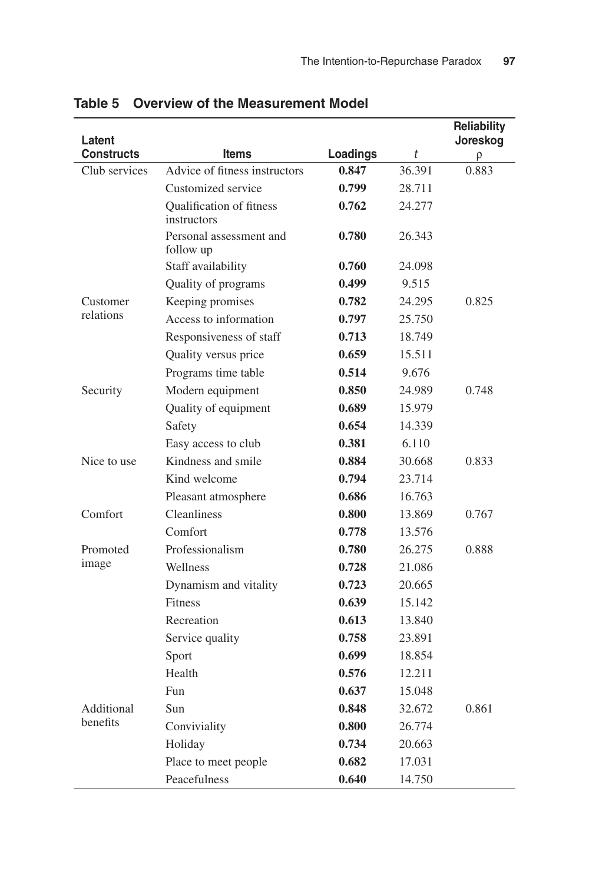**Table 5 Overview of the Measurement Model**

| Latent Constructs | Items | Loadings | $t$ | Reliability Joreskog ρ |
|---|---|---|---|---|
| Club services | Advice of fitness instructors | **0.847** | 36.391 | 0.883 |
| | Customized service | **0.799** | 28.711 | |
| | Qualification of fitness instructors | **0.762** | 24.277 | |
| | Personal assessment and follow up | **0.780** | 26.343 | |
| | Staff availability | **0.760** | 24.098 | |
| | Quality of programs | **0.499** | 9.515 | |
| Customer relations | Keeping promises | **0.782** | 24.295 | 0.825 |
| | Access to information | **0.797** | 25.750 | |
| | Responsiveness of staff | **0.713** | 18.749 | |
| | Quality versus price | **0.659** | 15.511 | |
| | Programs time table | **0.514** | 9.676 | |
| Security | Modern equipment | **0.850** | 24.989 | 0.748 |
| | Quality of equipment | **0.689** | 15.979 | |
| | Safety | **0.654** | 14.339 | |
| | Easy access to club | **0.381** | 6.110 | |
| Nice to use | Kindness and smile | **0.884** | 30.668 | 0.833 |
| | Kind welcome | **0.794** | 23.714 | |
| | Pleasant atmosphere | **0.686** | 16.763 | |
| Comfort | Cleanliness | **0.800** | 13.869 | 0.767 |
| | Comfort | **0.778** | 13.576 | |
| Promoted image | Professionalism | **0.780** | 26.275 | 0.888 |
| | Wellness | **0.728** | 21.086 | |
| | Dynamism and vitality | **0.723** | 20.665 | |
| | Fitness | **0.639** | 15.142 | |
| | Recreation | **0.613** | 13.840 | |
| | Service quality | **0.758** | 23.891 | |
| | Sport | **0.699** | 18.854 | |
| | Health | **0.576** | 12.211 | |
| | Fun | **0.637** | 15.048 | |
| Additional benefits | Sun | **0.848** | 32.672 | 0.861 |
| | Conviviality | **0.800** | 26.774 | |
| | Holiday | **0.734** | 20.663 | |
| | Place to meet people | **0.682** | 17.031 | |
| | Peacefulness | **0.640** | 14.750 | |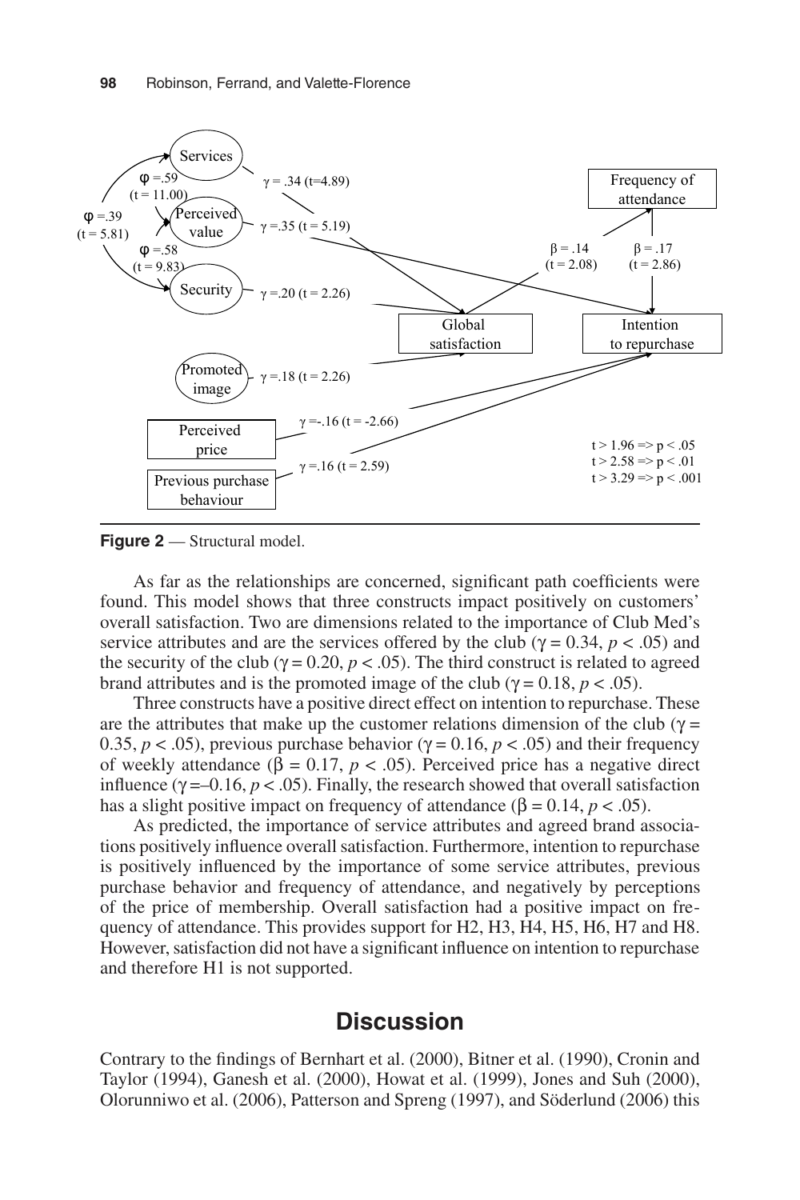**Figure 2** — Structural model.

As far as the relationships are concerned, significant path coefficients were found. This model shows that three constructs impact positively on customers' overall satisfaction. Two are dimensions related to the importance of Club Med's service attributes and are the services offered by the club ($\gamma = 0.34$, $p < .05$) and the security of the club ($\gamma = 0.20$, $p < .05$). The third construct is related to agreed brand attributes and is the promoted image of the club ($\gamma = 0.18$, $p < .05$).

Three constructs have a positive direct effect on intention to repurchase. These are the attributes that make up the customer relations dimension of the club ($\gamma = 0.35$, $p < .05$), previous purchase behavior ($\gamma = 0.16$, $p < .05$) and their frequency of weekly attendance ($\beta = 0.17$, $p < .05$). Perceived price has a negative direct influence ($\gamma = -0.16$, $p < .05$). Finally, the research showed that overall satisfaction has a slight positive impact on frequency of attendance ($\beta = 0.14$, $p < .05$).

As predicted, the importance of service attributes and agreed brand associations positively influence overall satisfaction. Furthermore, intention to repurchase is positively influenced by the importance of some service attributes, previous purchase behavior and frequency of attendance, and negatively by perceptions of the price of membership. Overall satisfaction had a positive impact on frequency of attendance. This provides support for H2, H3, H4, H5, H6, H7 and H8. However, satisfaction did not have a significant influence on intention to repurchase and therefore H1 is not supported.

## Discussion

Contrary to the findings of Bernhart et al. (2000), Bitner et al. (1990), Cronin and Taylor (1994), Ganesh et al. (2000), Howat et al. (1999), Jones and Suh (2000), Olorunniwo et al. (2006), Patterson and Spreng (1997), and Söderlund (2006) this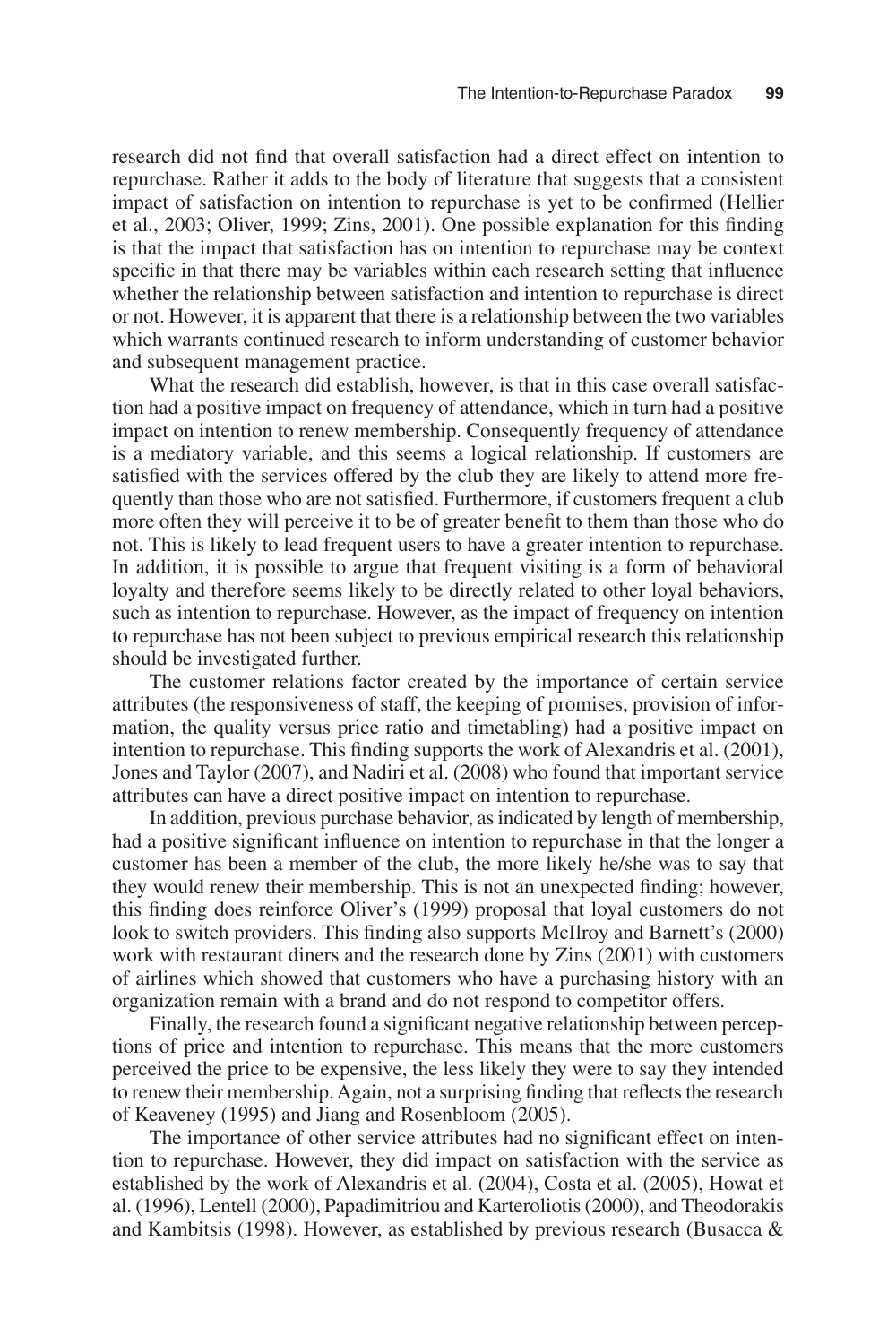research did not find that overall satisfaction had a direct effect on intention to repurchase. Rather it adds to the body of literature that suggests that a consistent impact of satisfaction on intention to repurchase is yet to be confirmed (Hellier et al., 2003; Oliver, 1999; Zins, 2001). One possible explanation for this finding is that the impact that satisfaction has on intention to repurchase may be context specific in that there may be variables within each research setting that influence whether the relationship between satisfaction and intention to repurchase is direct or not. However, it is apparent that there is a relationship between the two variables which warrants continued research to inform understanding of customer behavior and subsequent management practice.

What the research did establish, however, is that in this case overall satisfaction had a positive impact on frequency of attendance, which in turn had a positive impact on intention to renew membership. Consequently frequency of attendance is a mediatory variable, and this seems a logical relationship. If customers are satisfied with the services offered by the club they are likely to attend more frequently than those who are not satisfied. Furthermore, if customers frequent a club more often they will perceive it to be of greater benefit to them than those who do not. This is likely to lead frequent users to have a greater intention to repurchase. In addition, it is possible to argue that frequent visiting is a form of behavioral loyalty and therefore seems likely to be directly related to other loyal behaviors, such as intention to repurchase. However, as the impact of frequency on intention to repurchase has not been subject to previous empirical research this relationship should be investigated further.

The customer relations factor created by the importance of certain service attributes (the responsiveness of staff, the keeping of promises, provision of information, the quality versus price ratio and timetabling) had a positive impact on intention to repurchase. This finding supports the work of Alexandris et al. (2001), Jones and Taylor (2007), and Nadiri et al. (2008) who found that important service attributes can have a direct positive impact on intention to repurchase.

In addition, previous purchase behavior, as indicated by length of membership, had a positive significant influence on intention to repurchase in that the longer a customer has been a member of the club, the more likely he/she was to say that they would renew their membership. This is not an unexpected finding; however, this finding does reinforce Oliver's (1999) proposal that loyal customers do not look to switch providers. This finding also supports McIlroy and Barnett's (2000) work with restaurant diners and the research done by Zins (2001) with customers of airlines which showed that customers who have a purchasing history with an organization remain with a brand and do not respond to competitor offers.

Finally, the research found a significant negative relationship between perceptions of price and intention to repurchase. This means that the more customers perceived the price to be expensive, the less likely they were to say they intended to renew their membership. Again, not a surprising finding that reflects the research of Keaveney (1995) and Jiang and Rosenbloom (2005).

The importance of other service attributes had no significant effect on intention to repurchase. However, they did impact on satisfaction with the service as established by the work of Alexandris et al. (2004), Costa et al. (2005), Howat et al. (1996), Lentell (2000), Papadimitriou and Karteroliotis (2000), and Theodorakis and Kambitsis (1998). However, as established by previous research (Busacca &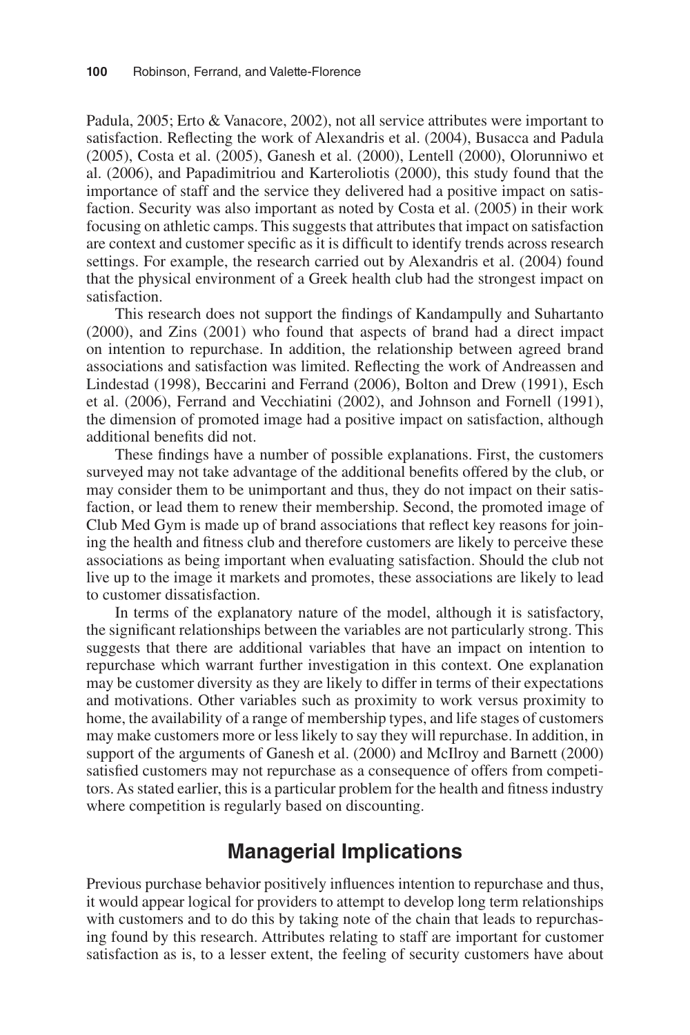Padula, 2005; Erto & Vanacore, 2002), not all service attributes were important to satisfaction. Reflecting the work of Alexandris et al. (2004), Busacca and Padula (2005), Costa et al. (2005), Ganesh et al. (2000), Lentell (2000), Olorunniwo et al. (2006), and Papadimitriou and Karteroliotis (2000), this study found that the importance of staff and the service they delivered had a positive impact on satisfaction. Security was also important as noted by Costa et al. (2005) in their work focusing on athletic camps. This suggests that attributes that impact on satisfaction are context and customer specific as it is difficult to identify trends across research settings. For example, the research carried out by Alexandris et al. (2004) found that the physical environment of a Greek health club had the strongest impact on satisfaction.

This research does not support the findings of Kandampully and Suhartanto (2000), and Zins (2001) who found that aspects of brand had a direct impact on intention to repurchase. In addition, the relationship between agreed brand associations and satisfaction was limited. Reflecting the work of Andreassen and Lindestad (1998), Beccarini and Ferrand (2006), Bolton and Drew (1991), Esch et al. (2006), Ferrand and Vecchiatini (2002), and Johnson and Fornell (1991), the dimension of promoted image had a positive impact on satisfaction, although additional benefits did not.

These findings have a number of possible explanations. First, the customers surveyed may not take advantage of the additional benefits offered by the club, or may consider them to be unimportant and thus, they do not impact on their satisfaction, or lead them to renew their membership. Second, the promoted image of Club Med Gym is made up of brand associations that reflect key reasons for joining the health and fitness club and therefore customers are likely to perceive these associations as being important when evaluating satisfaction. Should the club not live up to the image it markets and promotes, these associations are likely to lead to customer dissatisfaction.

In terms of the explanatory nature of the model, although it is satisfactory, the significant relationships between the variables are not particularly strong. This suggests that there are additional variables that have an impact on intention to repurchase which warrant further investigation in this context. One explanation may be customer diversity as they are likely to differ in terms of their expectations and motivations. Other variables such as proximity to work versus proximity to home, the availability of a range of membership types, and life stages of customers may make customers more or less likely to say they will repurchase. In addition, in support of the arguments of Ganesh et al. (2000) and McIlroy and Barnett (2000) satisfied customers may not repurchase as a consequence of offers from competitors. As stated earlier, this is a particular problem for the health and fitness industry where competition is regularly based on discounting.

## Managerial Implications

Previous purchase behavior positively influences intention to repurchase and thus, it would appear logical for providers to attempt to develop long term relationships with customers and to do this by taking note of the chain that leads to repurchasing found by this research. Attributes relating to staff are important for customer satisfaction as is, to a lesser extent, the feeling of security customers have about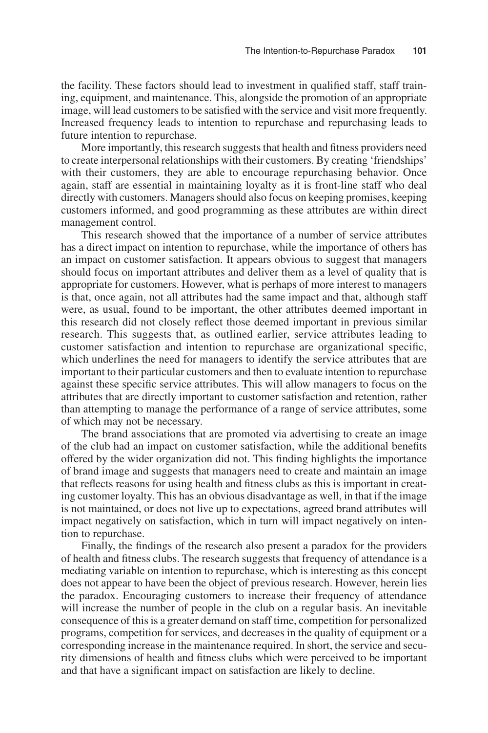the facility. These factors should lead to investment in qualified staff, staff training, equipment, and maintenance. This, alongside the promotion of an appropriate image, will lead customers to be satisfied with the service and visit more frequently. Increased frequency leads to intention to repurchase and repurchasing leads to future intention to repurchase.

More importantly, this research suggests that health and fitness providers need to create interpersonal relationships with their customers. By creating 'friendships' with their customers, they are able to encourage repurchasing behavior. Once again, staff are essential in maintaining loyalty as it is front-line staff who deal directly with customers. Managers should also focus on keeping promises, keeping customers informed, and good programming as these attributes are within direct management control.

This research showed that the importance of a number of service attributes has a direct impact on intention to repurchase, while the importance of others has an impact on customer satisfaction. It appears obvious to suggest that managers should focus on important attributes and deliver them as a level of quality that is appropriate for customers. However, what is perhaps of more interest to managers is that, once again, not all attributes had the same impact and that, although staff were, as usual, found to be important, the other attributes deemed important in this research did not closely reflect those deemed important in previous similar research. This suggests that, as outlined earlier, service attributes leading to customer satisfaction and intention to repurchase are organizational specific, which underlines the need for managers to identify the service attributes that are important to their particular customers and then to evaluate intention to repurchase against these specific service attributes. This will allow managers to focus on the attributes that are directly important to customer satisfaction and retention, rather than attempting to manage the performance of a range of service attributes, some of which may not be necessary.

The brand associations that are promoted via advertising to create an image of the club had an impact on customer satisfaction, while the additional benefits offered by the wider organization did not. This finding highlights the importance of brand image and suggests that managers need to create and maintain an image that reflects reasons for using health and fitness clubs as this is important in creating customer loyalty. This has an obvious disadvantage as well, in that if the image is not maintained, or does not live up to expectations, agreed brand attributes will impact negatively on satisfaction, which in turn will impact negatively on intention to repurchase.

Finally, the findings of the research also present a paradox for the providers of health and fitness clubs. The research suggests that frequency of attendance is a mediating variable on intention to repurchase, which is interesting as this concept does not appear to have been the object of previous research. However, herein lies the paradox. Encouraging customers to increase their frequency of attendance will increase the number of people in the club on a regular basis. An inevitable consequence of this is a greater demand on staff time, competition for personalized programs, competition for services, and decreases in the quality of equipment or a corresponding increase in the maintenance required. In short, the service and security dimensions of health and fitness clubs which were perceived to be important and that have a significant impact on satisfaction are likely to decline.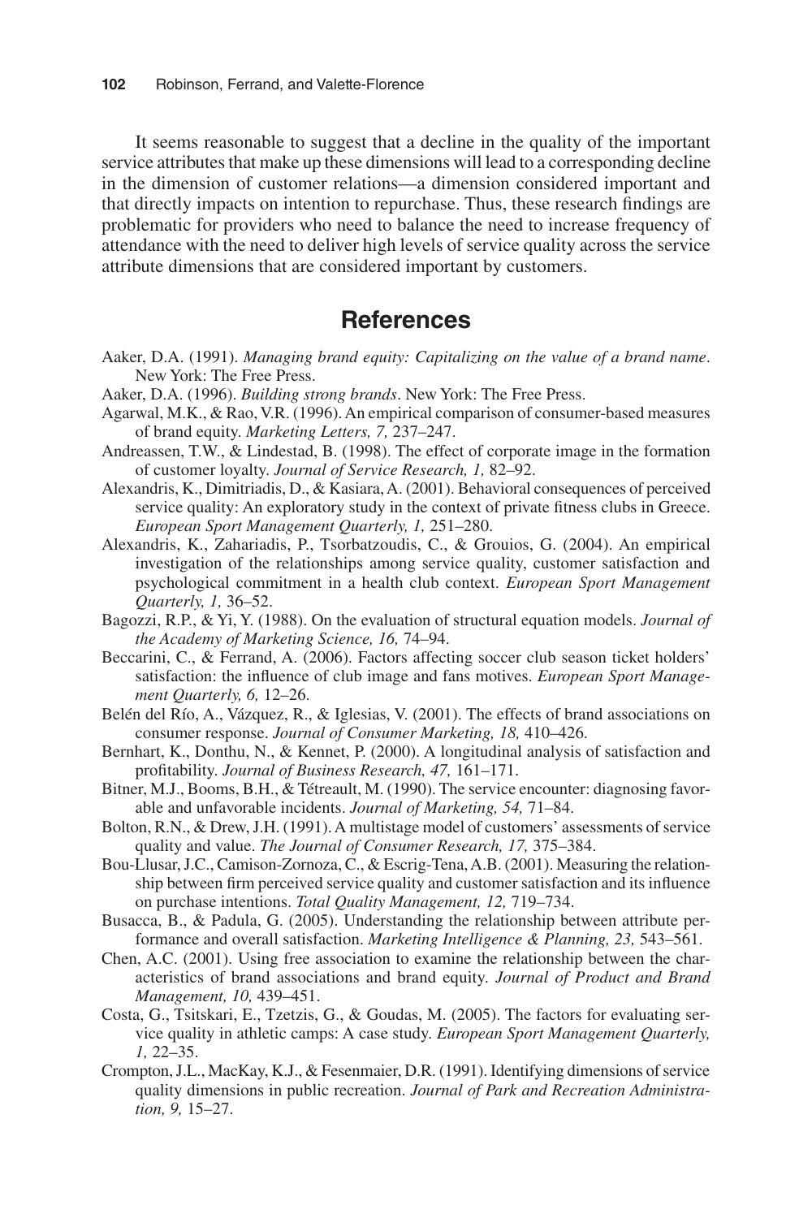It seems reasonable to suggest that a decline in the quality of the important service attributes that make up these dimensions will lead to a corresponding decline in the dimension of customer relations—a dimension considered important and that directly impacts on intention to repurchase. Thus, these research findings are problematic for providers who need to balance the need to increase frequency of attendance with the need to deliver high levels of service quality across the service attribute dimensions that are considered important by customers.

## References

Aaker, D.A. (1991). *Managing brand equity: Capitalizing on the value of a brand name*. New York: The Free Press.

Aaker, D.A. (1996). *Building strong brands*. New York: The Free Press.

Agarwal, M.K., & Rao, V.R. (1996). An empirical comparison of consumer-based measures of brand equity. *Marketing Letters, 7,* 237–247.

Andreassen, T.W., & Lindestad, B. (1998). The effect of corporate image in the formation of customer loyalty. *Journal of Service Research, 1,* 82–92.

Alexandris, K., Dimitriadis, D., & Kasiara, A. (2001). Behavioral consequences of perceived service quality: An exploratory study in the context of private fitness clubs in Greece. *European Sport Management Quarterly, 1,* 251–280.

Alexandris, K., Zahariadis, P., Tsorbatzoudis, C., & Grouios, G. (2004). An empirical investigation of the relationships among service quality, customer satisfaction and psychological commitment in a health club context. *European Sport Management Quarterly, 1,* 36–52.

Bagozzi, R.P., & Yi, Y. (1988). On the evaluation of structural equation models. *Journal of the Academy of Marketing Science, 16,* 74–94.

Beccarini, C., & Ferrand, A. (2006). Factors affecting soccer club season ticket holders' satisfaction: the influence of club image and fans motives. *European Sport Management Quarterly, 6,* 12–26.

Belén del Río, A., Vázquez, R., & Iglesias, V. (2001). The effects of brand associations on consumer response. *Journal of Consumer Marketing, 18,* 410–426.

Bernhart, K., Donthu, N., & Kennet, P. (2000). A longitudinal analysis of satisfaction and profitability. *Journal of Business Research, 47,* 161–171.

Bitner, M.J., Booms, B.H., & Tétreault, M. (1990). The service encounter: diagnosing favorable and unfavorable incidents. *Journal of Marketing, 54,* 71–84.

Bolton, R.N., & Drew, J.H. (1991). A multistage model of customers' assessments of service quality and value. *The Journal of Consumer Research, 17,* 375–384.

Bou-Llusar, J.C., Camison-Zornoza, C., & Escrig-Tena, A.B. (2001). Measuring the relationship between firm perceived service quality and customer satisfaction and its influence on purchase intentions. *Total Quality Management, 12,* 719–734.

Busacca, B., & Padula, G. (2005). Understanding the relationship between attribute performance and overall satisfaction. *Marketing Intelligence & Planning, 23,* 543–561.

Chen, A.C. (2001). Using free association to examine the relationship between the characteristics of brand associations and brand equity. *Journal of Product and Brand Management, 10,* 439–451.

Costa, G., Tsitskari, E., Tzetzis, G., & Goudas, M. (2005). The factors for evaluating service quality in athletic camps: A case study. *European Sport Management Quarterly, 1,* 22–35.

Crompton, J.L., MacKay, K.J., & Fesenmaier, D.R. (1991). Identifying dimensions of service quality dimensions in public recreation. *Journal of Park and Recreation Administration, 9,* 15–27.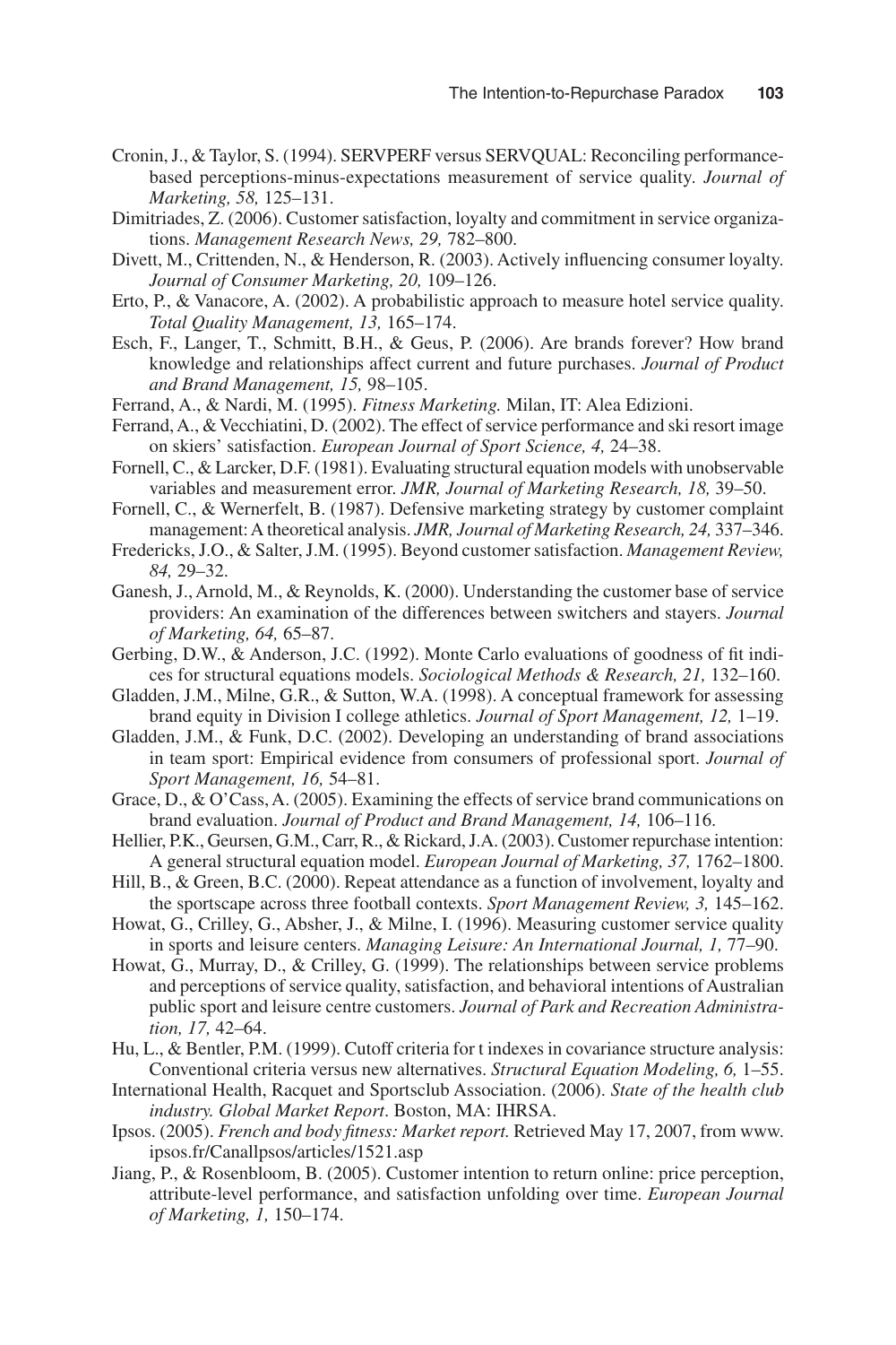Cronin, J., & Taylor, S. (1994). SERVPERF versus SERVQUAL: Reconciling performance-based perceptions-minus-expectations measurement of service quality. *Journal of Marketing, 58,* 125–131.

Dimitriades, Z. (2006). Customer satisfaction, loyalty and commitment in service organizations. *Management Research News, 29,* 782–800.

Divett, M., Crittenden, N., & Henderson, R. (2003). Actively influencing consumer loyalty. *Journal of Consumer Marketing, 20,* 109–126.

Erto, P., & Vanacore, A. (2002). A probabilistic approach to measure hotel service quality. *Total Quality Management, 13,* 165–174.

Esch, F., Langer, T., Schmitt, B.H., & Geus, P. (2006). Are brands forever? How brand knowledge and relationships affect current and future purchases. *Journal of Product and Brand Management, 15,* 98–105.

Ferrand, A., & Nardi, M. (1995). *Fitness Marketing.* Milan, IT: Alea Edizioni.

Ferrand, A., & Vecchiatini, D. (2002). The effect of service performance and ski resort image on skiers' satisfaction. *European Journal of Sport Science, 4,* 24–38.

Fornell, C., & Larcker, D.F. (1981). Evaluating structural equation models with unobservable variables and measurement error. *JMR, Journal of Marketing Research, 18,* 39–50.

Fornell, C., & Wernerfelt, B. (1987). Defensive marketing strategy by customer complaint management: A theoretical analysis. *JMR, Journal of Marketing Research, 24,* 337–346.

Fredericks, J.O., & Salter, J.M. (1995). Beyond customer satisfaction. *Management Review, 84,* 29–32.

Ganesh, J., Arnold, M., & Reynolds, K. (2000). Understanding the customer base of service providers: An examination of the differences between switchers and stayers. *Journal of Marketing, 64,* 65–87.

Gerbing, D.W., & Anderson, J.C. (1992). Monte Carlo evaluations of goodness of fit indices for structural equations models. *Sociological Methods & Research, 21,* 132–160.

Gladden, J.M., Milne, G.R., & Sutton, W.A. (1998). A conceptual framework for assessing brand equity in Division I college athletics. *Journal of Sport Management, 12,* 1–19.

Gladden, J.M., & Funk, D.C. (2002). Developing an understanding of brand associations in team sport: Empirical evidence from consumers of professional sport. *Journal of Sport Management, 16,* 54–81.

Grace, D., & O'Cass, A. (2005). Examining the effects of service brand communications on brand evaluation. *Journal of Product and Brand Management, 14,* 106–116.

Hellier, P.K., Geursen, G.M., Carr, R., & Rickard, J.A. (2003). Customer repurchase intention: A general structural equation model. *European Journal of Marketing, 37,* 1762–1800.

Hill, B., & Green, B.C. (2000). Repeat attendance as a function of involvement, loyalty and the sportscape across three football contexts. *Sport Management Review, 3,* 145–162.

Howat, G., Crilley, G., Absher, J., & Milne, I. (1996). Measuring customer service quality in sports and leisure centers. *Managing Leisure: An International Journal, 1,* 77–90.

Howat, G., Murray, D., & Crilley, G. (1999). The relationships between service problems and perceptions of service quality, satisfaction, and behavioral intentions of Australian public sport and leisure centre customers. *Journal of Park and Recreation Administration, 17,* 42–64.

Hu, L., & Bentler, P.M. (1999). Cutoff criteria for t indexes in covariance structure analysis: Conventional criteria versus new alternatives. *Structural Equation Modeling, 6,* 1–55.

International Health, Racquet and Sportsclub Association. (2006). *State of the health club industry. Global Market Report*. Boston, MA: IHRSA.

Ipsos. (2005). *French and body fitness: Market report.* Retrieved May 17, 2007, from www.ipsos.fr/CanalIpsos/articles/1521.asp

Jiang, P., & Rosenbloom, B. (2005). Customer intention to return online: price perception, attribute-level performance, and satisfaction unfolding over time. *European Journal of Marketing, 1,* 150–174.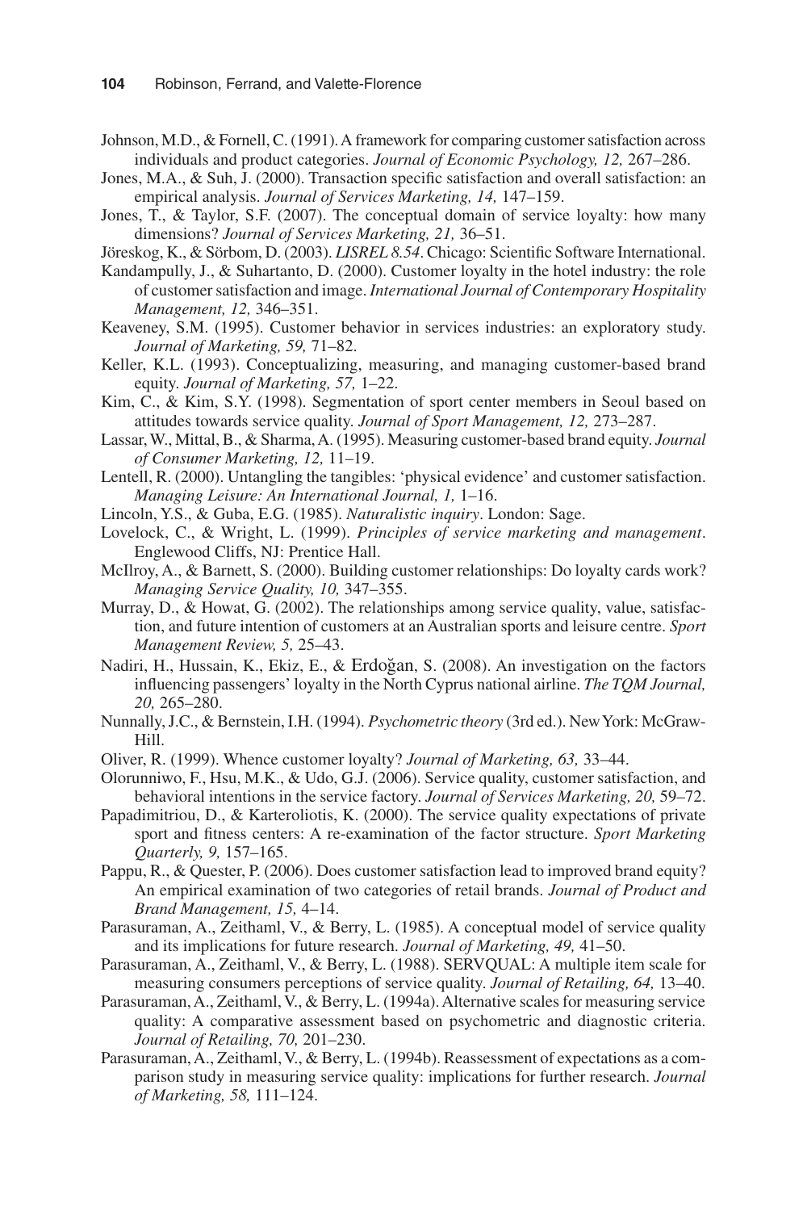Johnson, M.D., & Fornell, C. (1991). A framework for comparing customer satisfaction across individuals and product categories. *Journal of Economic Psychology, 12,* 267–286.

Jones, M.A., & Suh, J. (2000). Transaction specific satisfaction and overall satisfaction: an empirical analysis. *Journal of Services Marketing, 14,* 147–159.

Jones, T., & Taylor, S.F. (2007). The conceptual domain of service loyalty: how many dimensions? *Journal of Services Marketing, 21,* 36–51.

Jöreskog, K., & Sörbom, D. (2003). *LISREL 8.54*. Chicago: Scientific Software International.

Kandampully, J., & Suhartanto, D. (2000). Customer loyalty in the hotel industry: the role of customer satisfaction and image. *International Journal of Contemporary Hospitality Management, 12,* 346–351.

Keaveney, S.M. (1995). Customer behavior in services industries: an exploratory study. *Journal of Marketing, 59,* 71–82.

Keller, K.L. (1993). Conceptualizing, measuring, and managing customer-based brand equity. *Journal of Marketing, 57,* 1–22.

Kim, C., & Kim, S.Y. (1998). Segmentation of sport center members in Seoul based on attitudes towards service quality. *Journal of Sport Management, 12,* 273–287.

Lassar, W., Mittal, B., & Sharma, A. (1995). Measuring customer-based brand equity. *Journal of Consumer Marketing, 12,* 11–19.

Lentell, R. (2000). Untangling the tangibles: 'physical evidence' and customer satisfaction. *Managing Leisure: An International Journal, 1,* 1–16.

Lincoln, Y.S., & Guba, E.G. (1985). *Naturalistic inquiry*. London: Sage.

Lovelock, C., & Wright, L. (1999). *Principles of service marketing and management*. Englewood Cliffs, NJ: Prentice Hall.

McIlroy, A., & Barnett, S. (2000). Building customer relationships: Do loyalty cards work? *Managing Service Quality, 10,* 347–355.

Murray, D., & Howat, G. (2002). The relationships among service quality, value, satisfaction, and future intention of customers at an Australian sports and leisure centre. *Sport Management Review, 5,* 25–43.

Nadiri, H., Hussain, K., Ekiz, E., & Erdoğan, S. (2008). An investigation on the factors influencing passengers' loyalty in the North Cyprus national airline. *The TQM Journal, 20,* 265–280.

Nunnally, J.C., & Bernstein, I.H. (1994). *Psychometric theory* (3rd ed.). New York: McGraw-Hill.

Oliver, R. (1999). Whence customer loyalty? *Journal of Marketing, 63,* 33–44.

Olorunniwo, F., Hsu, M.K., & Udo, G.J. (2006). Service quality, customer satisfaction, and behavioral intentions in the service factory. *Journal of Services Marketing, 20,* 59–72.

Papadimitriou, D., & Karteroliotis, K. (2000). The service quality expectations of private sport and fitness centers: A re-examination of the factor structure. *Sport Marketing Quarterly, 9,* 157–165.

Pappu, R., & Quester, P. (2006). Does customer satisfaction lead to improved brand equity? An empirical examination of two categories of retail brands. *Journal of Product and Brand Management, 15,* 4–14.

Parasuraman, A., Zeithaml, V., & Berry, L. (1985). A conceptual model of service quality and its implications for future research. *Journal of Marketing, 49,* 41–50.

Parasuraman, A., Zeithaml, V., & Berry, L. (1988). SERVQUAL: A multiple item scale for measuring consumers perceptions of service quality. *Journal of Retailing, 64,* 13–40.

Parasuraman, A., Zeithaml, V., & Berry, L. (1994a). Alternative scales for measuring service quality: A comparative assessment based on psychometric and diagnostic criteria. *Journal of Retailing, 70,* 201–230.

Parasuraman, A., Zeithaml, V., & Berry, L. (1994b). Reassessment of expectations as a comparison study in measuring service quality: implications for further research. *Journal of Marketing, 58,* 111–124.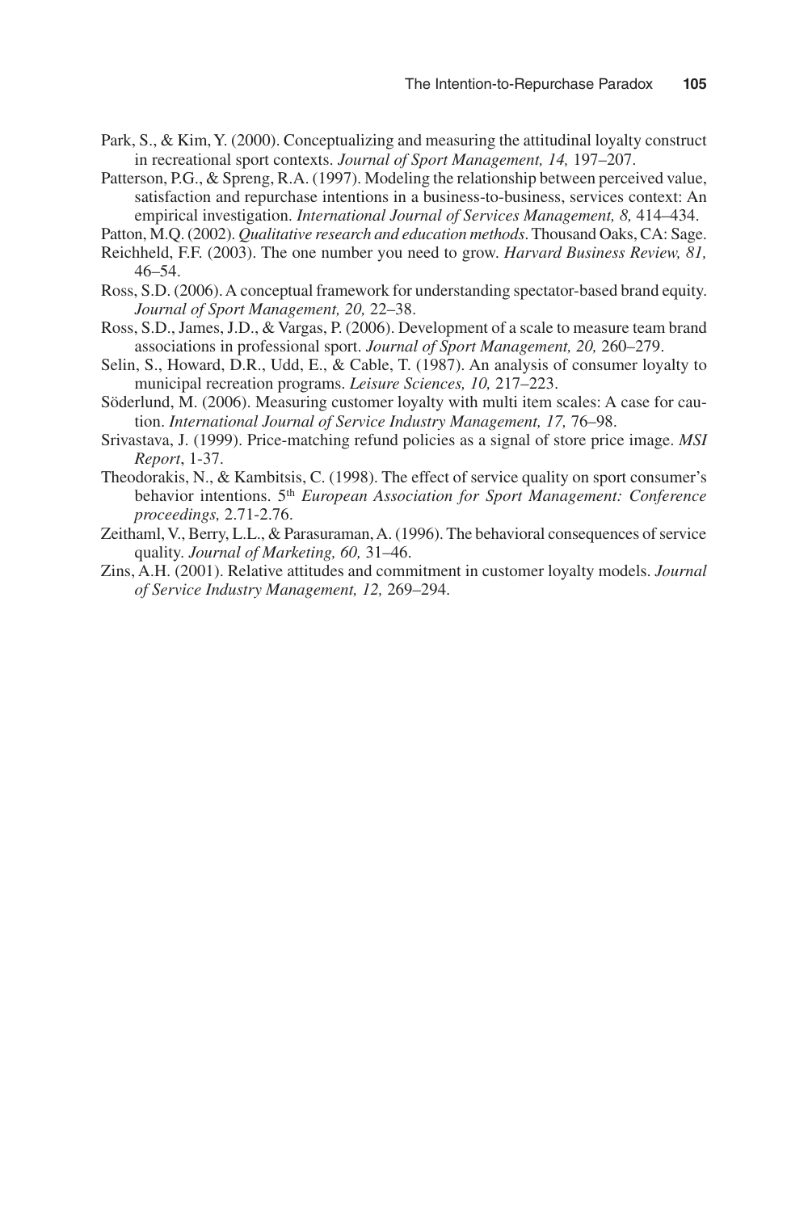Park, S., & Kim, Y. (2000). Conceptualizing and measuring the attitudinal loyalty construct in recreational sport contexts. *Journal of Sport Management, 14,* 197–207.

Patterson, P.G., & Spreng, R.A. (1997). Modeling the relationship between perceived value, satisfaction and repurchase intentions in a business-to-business, services context: An empirical investigation. *International Journal of Services Management, 8,* 414–434.

Patton, M.Q. (2002). *Qualitative research and education methods*. Thousand Oaks, CA: Sage.

Reichheld, F.F. (2003). The one number you need to grow. *Harvard Business Review, 81,* 46–54.

Ross, S.D. (2006). A conceptual framework for understanding spectator-based brand equity. *Journal of Sport Management, 20,* 22–38.

Ross, S.D., James, J.D., & Vargas, P. (2006). Development of a scale to measure team brand associations in professional sport. *Journal of Sport Management, 20,* 260–279.

Selin, S., Howard, D.R., Udd, E., & Cable, T. (1987). An analysis of consumer loyalty to municipal recreation programs. *Leisure Sciences, 10,* 217–223.

Söderlund, M. (2006). Measuring customer loyalty with multi item scales: A case for caution. *International Journal of Service Industry Management, 17,* 76–98.

Srivastava, J. (1999). Price-matching refund policies as a signal of store price image. *MSI Report*, 1-37.

Theodorakis, N., & Kambitsis, C. (1998). The effect of service quality on sport consumer's behavior intentions. 5th *European Association for Sport Management: Conference proceedings,* 2.71-2.76.

Zeithaml, V., Berry, L.L., & Parasuraman, A. (1996). The behavioral consequences of service quality. *Journal of Marketing, 60,* 31–46.

Zins, A.H. (2001). Relative attitudes and commitment in customer loyalty models. *Journal of Service Industry Management, 12,* 269–294.